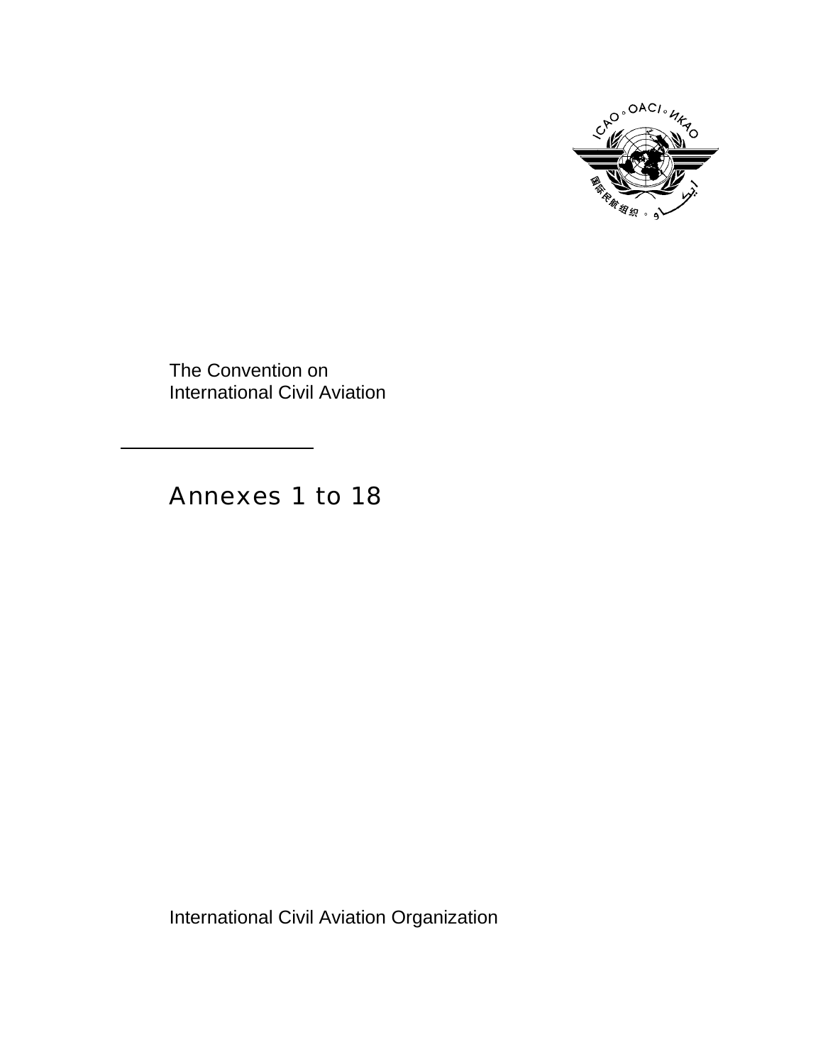The Convention on
International Civil Aviation

---

# Annexes 1 to 18

International Civil Aviation Organization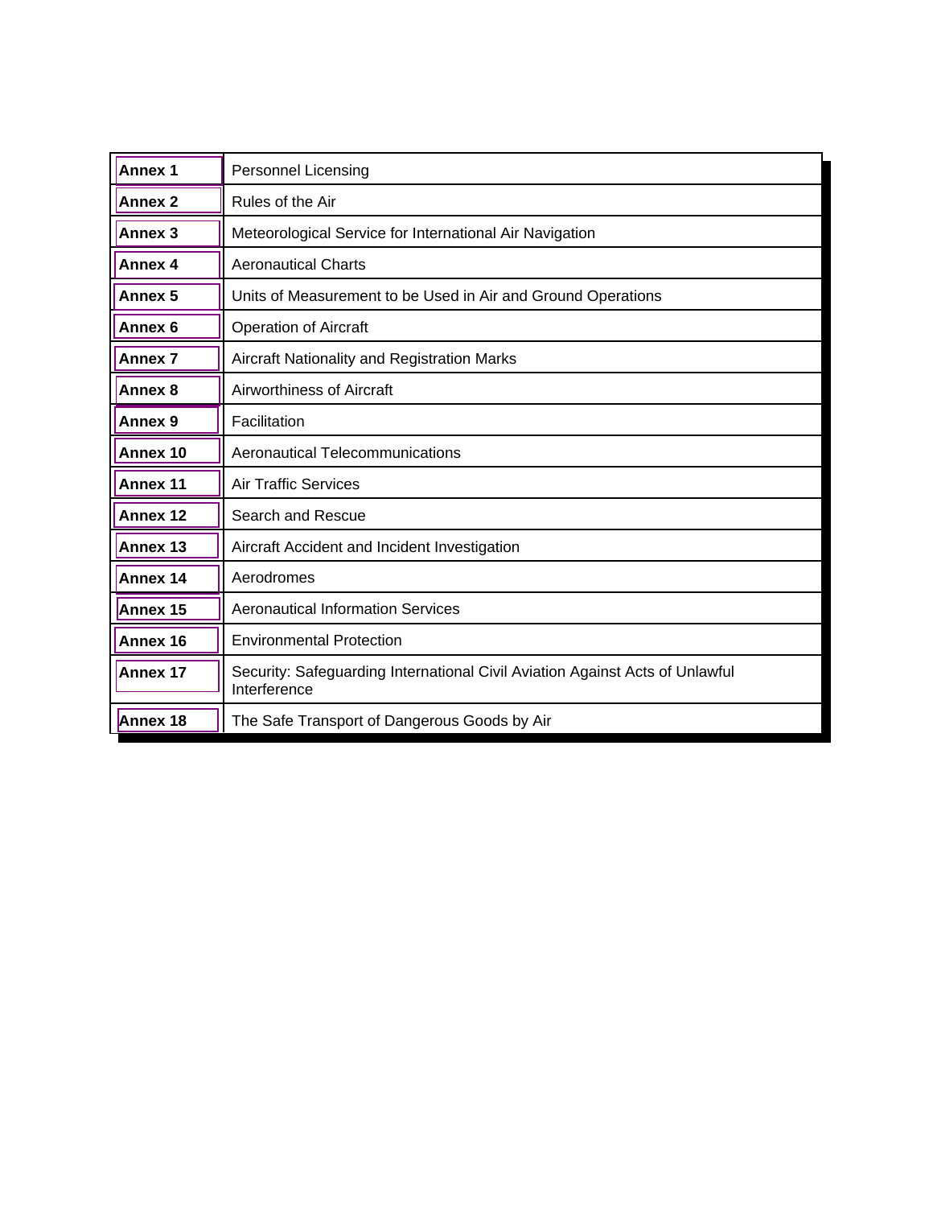| **Annex 1** | Personnel Licensing |
|---|---|
| **Annex 2** | Rules of the Air |
| **Annex 3** | Meteorological Service for International Air Navigation |
| **Annex 4** | Aeronautical Charts |
| **Annex 5** | Units of Measurement to be Used in Air and Ground Operations |
| **Annex 6** | Operation of Aircraft |
| **Annex 7** | Aircraft Nationality and Registration Marks |
| **Annex 8** | Airworthiness of Aircraft |
| **Annex 9** | Facilitation |
| **Annex 10** | Aeronautical Telecommunications |
| **Annex 11** | Air Traffic Services |
| **Annex 12** | Search and Rescue |
| **Annex 13** | Aircraft Accident and Incident Investigation |
| **Annex 14** | Aerodromes |
| **Annex 15** | Aeronautical Information Services |
| **Annex 16** | Environmental Protection |
| **Annex 17** | Security: Safeguarding International Civil Aviation Against Acts of Unlawful Interference |
| **Annex 18** | The Safe Transport of Dangerous Goods by Air |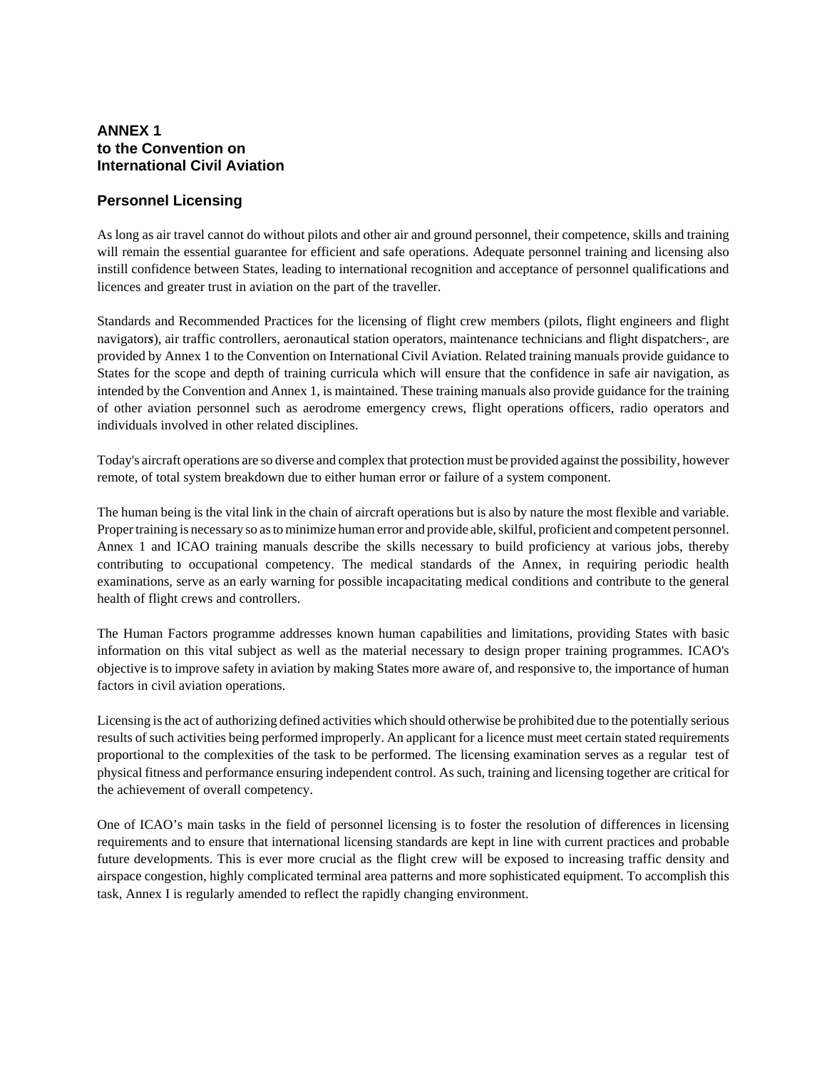## ANNEX 1 to the Convention on International Civil Aviation

### Personnel Licensing

As long as air travel cannot do without pilots and other air and ground personnel, their competence, skills and training will remain the essential guarantee for efficient and safe operations. Adequate personnel training and licensing also instill confidence between States, leading to international recognition and acceptance of personnel qualifications and licences and greater trust in aviation on the part of the traveller.

Standards and Recommended Practices for the licensing of flight crew members (pilots, flight engineers and flight navigators), air traffic controllers, aeronautical station operators, maintenance technicians and flight dispatchers, are provided by Annex 1 to the Convention on International Civil Aviation. Related training manuals provide guidance to States for the scope and depth of training curricula which will ensure that the confidence in safe air navigation, as intended by the Convention and Annex 1, is maintained. These training manuals also provide guidance for the training of other aviation personnel such as aerodrome emergency crews, flight operations officers, radio operators and individuals involved in other related disciplines.

Today's aircraft operations are so diverse and complex that protection must be provided against the possibility, however remote, of total system breakdown due to either human error or failure of a system component.

The human being is the vital link in the chain of aircraft operations but is also by nature the most flexible and variable. Proper training is necessary so as to minimize human error and provide able, skilful, proficient and competent personnel. Annex 1 and ICAO training manuals describe the skills necessary to build proficiency at various jobs, thereby contributing to occupational competency. The medical standards of the Annex, in requiring periodic health examinations, serve as an early warning for possible incapacitating medical conditions and contribute to the general health of flight crews and controllers.

The Human Factors programme addresses known human capabilities and limitations, providing States with basic information on this vital subject as well as the material necessary to design proper training programmes. ICAO's objective is to improve safety in aviation by making States more aware of, and responsive to, the importance of human factors in civil aviation operations.

Licensing is the act of authorizing defined activities which should otherwise be prohibited due to the potentially serious results of such activities being performed improperly. An applicant for a licence must meet certain stated requirements proportional to the complexities of the task to be performed. The licensing examination serves as a regular test of physical fitness and performance ensuring independent control. As such, training and licensing together are critical for the achievement of overall competency.

One of ICAO's main tasks in the field of personnel licensing is to foster the resolution of differences in licensing requirements and to ensure that international licensing standards are kept in line with current practices and probable future developments. This is ever more crucial as the flight crew will be exposed to increasing traffic density and airspace congestion, highly complicated terminal area patterns and more sophisticated equipment. To accomplish this task, Annex I is regularly amended to reflect the rapidly changing environment.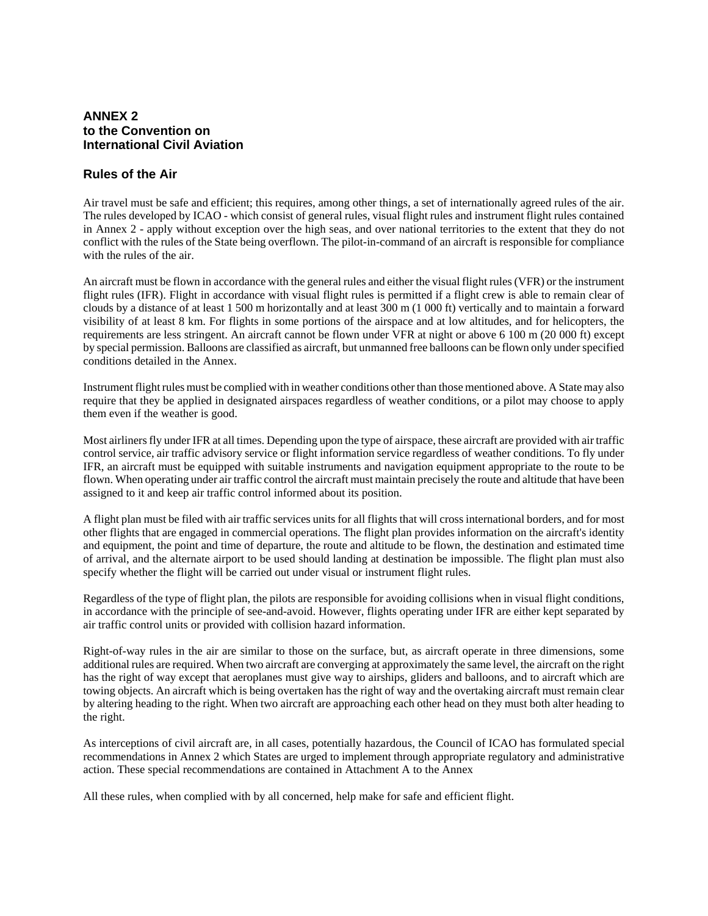## ANNEX 2
## to the Convention on
## International Civil Aviation

### Rules of the Air

Air travel must be safe and efficient; this requires, among other things, a set of internationally agreed rules of the air. The rules developed by ICAO - which consist of general rules, visual flight rules and instrument flight rules contained in Annex 2 - apply without exception over the high seas, and over national territories to the extent that they do not conflict with the rules of the State being overflown. The pilot-in-command of an aircraft is responsible for compliance with the rules of the air.

An aircraft must be flown in accordance with the general rules and either the visual flight rules (VFR) or the instrument flight rules (IFR). Flight in accordance with visual flight rules is permitted if a flight crew is able to remain clear of clouds by a distance of at least 1 500 m horizontally and at least 300 m (1 000 ft) vertically and to maintain a forward visibility of at least 8 km. For flights in some portions of the airspace and at low altitudes, and for helicopters, the requirements are less stringent. An aircraft cannot be flown under VFR at night or above 6 100 m (20 000 ft) except by special permission. Balloons are classified as aircraft, but unmanned free balloons can be flown only under specified conditions detailed in the Annex.

Instrument flight rules must be complied with in weather conditions other than those mentioned above. A State may also require that they be applied in designated airspaces regardless of weather conditions, or a pilot may choose to apply them even if the weather is good.

Most airliners fly under IFR at all times. Depending upon the type of airspace, these aircraft are provided with air traffic control service, air traffic advisory service or flight information service regardless of weather conditions. To fly under IFR, an aircraft must be equipped with suitable instruments and navigation equipment appropriate to the route to be flown. When operating under air traffic control the aircraft must maintain precisely the route and altitude that have been assigned to it and keep air traffic control informed about its position.

A flight plan must be filed with air traffic services units for all flights that will cross international borders, and for most other flights that are engaged in commercial operations. The flight plan provides information on the aircraft's identity and equipment, the point and time of departure, the route and altitude to be flown, the destination and estimated time of arrival, and the alternate airport to be used should landing at destination be impossible. The flight plan must also specify whether the flight will be carried out under visual or instrument flight rules.

Regardless of the type of flight plan, the pilots are responsible for avoiding collisions when in visual flight conditions, in accordance with the principle of see-and-avoid. However, flights operating under IFR are either kept separated by air traffic control units or provided with collision hazard information.

Right-of-way rules in the air are similar to those on the surface, but, as aircraft operate in three dimensions, some additional rules are required. When two aircraft are converging at approximately the same level, the aircraft on the right has the right of way except that aeroplanes must give way to airships, gliders and balloons, and to aircraft which are towing objects. An aircraft which is being overtaken has the right of way and the overtaking aircraft must remain clear by altering heading to the right. When two aircraft are approaching each other head on they must both alter heading to the right.

As interceptions of civil aircraft are, in all cases, potentially hazardous, the Council of ICAO has formulated special recommendations in Annex 2 which States are urged to implement through appropriate regulatory and administrative action. These special recommendations are contained in Attachment A to the Annex

All these rules, when complied with by all concerned, help make for safe and efficient flight.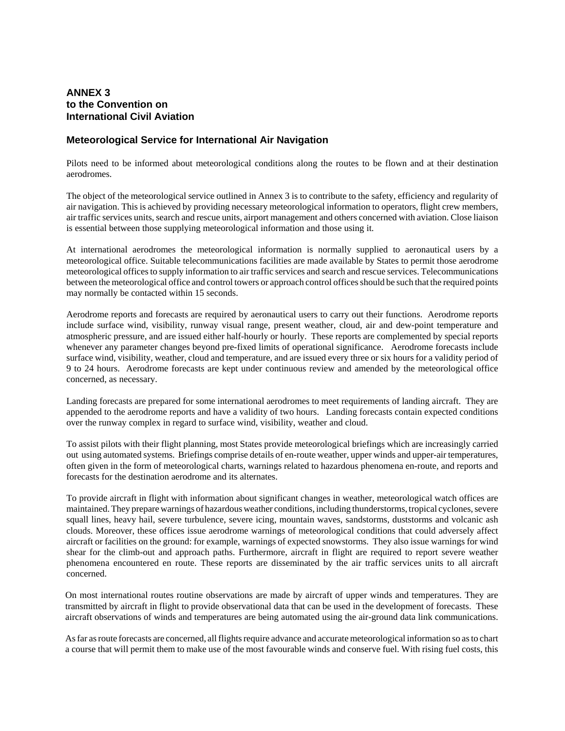## ANNEX 3
## to the Convention on
## International Civil Aviation

### Meteorological Service for International Air Navigation

Pilots need to be informed about meteorological conditions along the routes to be flown and at their destination aerodromes.

The object of the meteorological service outlined in Annex 3 is to contribute to the safety, efficiency and regularity of air navigation. This is achieved by providing necessary meteorological information to operators, flight crew members, air traffic services units, search and rescue units, airport management and others concerned with aviation. Close liaison is essential between those supplying meteorological information and those using it.

At international aerodromes the meteorological information is normally supplied to aeronautical users by a meteorological office. Suitable telecommunications facilities are made available by States to permit those aerodrome meteorological offices to supply information to air traffic services and search and rescue services. Telecommunications between the meteorological office and control towers or approach control offices should be such that the required points may normally be contacted within 15 seconds.

Aerodrome reports and forecasts are required by aeronautical users to carry out their functions. Aerodrome reports include surface wind, visibility, runway visual range, present weather, cloud, air and dew-point temperature and atmospheric pressure, and are issued either half-hourly or hourly. These reports are complemented by special reports whenever any parameter changes beyond pre-fixed limits of operational significance. Aerodrome forecasts include surface wind, visibility, weather, cloud and temperature, and are issued every three or six hours for a validity period of 9 to 24 hours. Aerodrome forecasts are kept under continuous review and amended by the meteorological office concerned, as necessary.

Landing forecasts are prepared for some international aerodromes to meet requirements of landing aircraft. They are appended to the aerodrome reports and have a validity of two hours. Landing forecasts contain expected conditions over the runway complex in regard to surface wind, visibility, weather and cloud.

To assist pilots with their flight planning, most States provide meteorological briefings which are increasingly carried out using automated systems. Briefings comprise details of en-route weather, upper winds and upper-air temperatures, often given in the form of meteorological charts, warnings related to hazardous phenomena en-route, and reports and forecasts for the destination aerodrome and its alternates.

To provide aircraft in flight with information about significant changes in weather, meteorological watch offices are maintained. They prepare warnings of hazardous weather conditions, including thunderstorms, tropical cyclones, severe squall lines, heavy hail, severe turbulence, severe icing, mountain waves, sandstorms, duststorms and volcanic ash clouds. Moreover, these offices issue aerodrome warnings of meteorological conditions that could adversely affect aircraft or facilities on the ground: for example, warnings of expected snowstorms. They also issue warnings for wind shear for the climb-out and approach paths. Furthermore, aircraft in flight are required to report severe weather phenomena encountered en route. These reports are disseminated by the air traffic services units to all aircraft concerned.

On most international routes routine observations are made by aircraft of upper winds and temperatures. They are transmitted by aircraft in flight to provide observational data that can be used in the development of forecasts. These aircraft observations of winds and temperatures are being automated using the air-ground data link communications.

As far as route forecasts are concerned, all flights require advance and accurate meteorological information so as to chart a course that will permit them to make use of the most favourable winds and conserve fuel. With rising fuel costs, this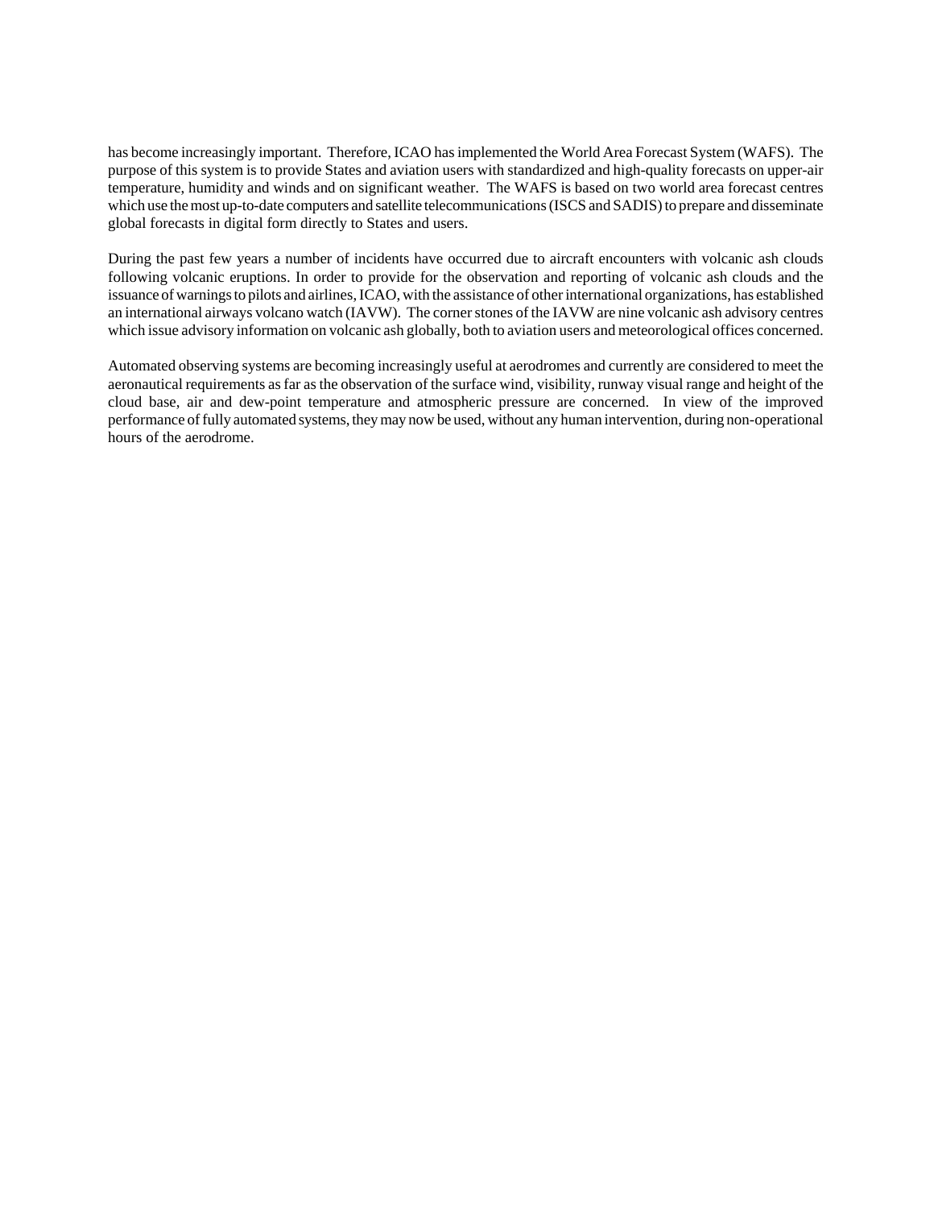has become increasingly important. Therefore, ICAO has implemented the World Area Forecast System (WAFS). The purpose of this system is to provide States and aviation users with standardized and high-quality forecasts on upper-air temperature, humidity and winds and on significant weather. The WAFS is based on two world area forecast centres which use the most up-to-date computers and satellite telecommunications (ISCS and SADIS) to prepare and disseminate global forecasts in digital form directly to States and users.

During the past few years a number of incidents have occurred due to aircraft encounters with volcanic ash clouds following volcanic eruptions. In order to provide for the observation and reporting of volcanic ash clouds and the issuance of warnings to pilots and airlines, ICAO, with the assistance of other international organizations, has established an international airways volcano watch (IAVW). The corner stones of the IAVW are nine volcanic ash advisory centres which issue advisory information on volcanic ash globally, both to aviation users and meteorological offices concerned.

Automated observing systems are becoming increasingly useful at aerodromes and currently are considered to meet the aeronautical requirements as far as the observation of the surface wind, visibility, runway visual range and height of the cloud base, air and dew-point temperature and atmospheric pressure are concerned. In view of the improved performance of fully automated systems, they may now be used, without any human intervention, during non-operational hours of the aerodrome.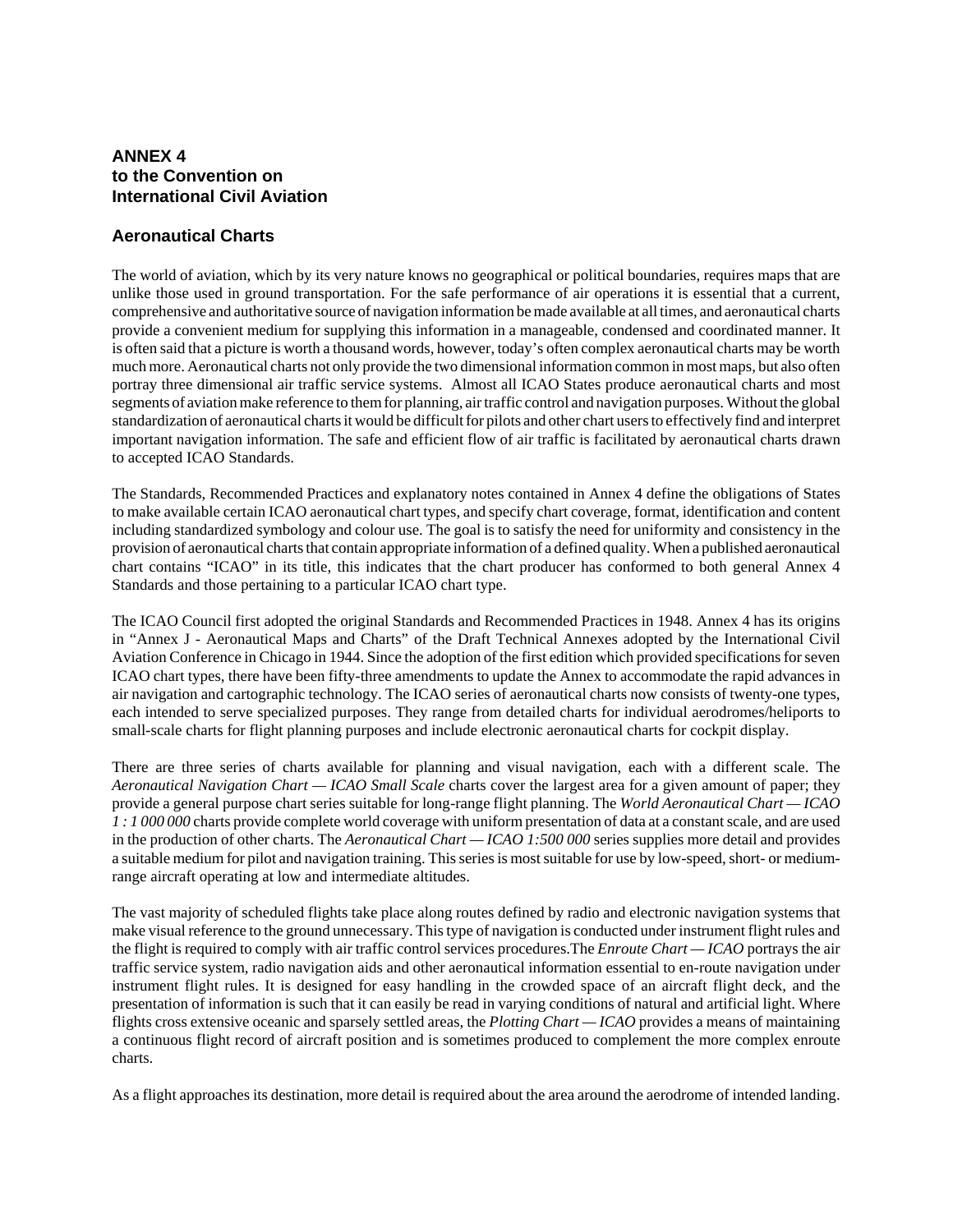## ANNEX 4
## to the Convention on
## International Civil Aviation

### Aeronautical Charts

The world of aviation, which by its very nature knows no geographical or political boundaries, requires maps that are unlike those used in ground transportation. For the safe performance of air operations it is essential that a current, comprehensive and authoritative source of navigation information be made available at all times, and aeronautical charts provide a convenient medium for supplying this information in a manageable, condensed and coordinated manner. It is often said that a picture is worth a thousand words, however, today's often complex aeronautical charts may be worth much more. Aeronautical charts not only provide the two dimensional information common in most maps, but also often portray three dimensional air traffic service systems. Almost all ICAO States produce aeronautical charts and most segments of aviation make reference to them for planning, air traffic control and navigation purposes. Without the global standardization of aeronautical charts it would be difficult for pilots and other chart users to effectively find and interpret important navigation information. The safe and efficient flow of air traffic is facilitated by aeronautical charts drawn to accepted ICAO Standards.

The Standards, Recommended Practices and explanatory notes contained in Annex 4 define the obligations of States to make available certain ICAO aeronautical chart types, and specify chart coverage, format, identification and content including standardized symbology and colour use. The goal is to satisfy the need for uniformity and consistency in the provision of aeronautical charts that contain appropriate information of a defined quality. When a published aeronautical chart contains "ICAO" in its title, this indicates that the chart producer has conformed to both general Annex 4 Standards and those pertaining to a particular ICAO chart type.

The ICAO Council first adopted the original Standards and Recommended Practices in 1948. Annex 4 has its origins in "Annex J - Aeronautical Maps and Charts" of the Draft Technical Annexes adopted by the International Civil Aviation Conference in Chicago in 1944. Since the adoption of the first edition which provided specifications for seven ICAO chart types, there have been fifty-three amendments to update the Annex to accommodate the rapid advances in air navigation and cartographic technology. The ICAO series of aeronautical charts now consists of twenty-one types, each intended to serve specialized purposes. They range from detailed charts for individual aerodromes/heliports to small-scale charts for flight planning purposes and include electronic aeronautical charts for cockpit display.

There are three series of charts available for planning and visual navigation, each with a different scale. The *Aeronautical Navigation Chart — ICAO Small Scale* charts cover the largest area for a given amount of paper; they provide a general purpose chart series suitable for long-range flight planning. The *World Aeronautical Chart — ICAO 1 : 1 000 000* charts provide complete world coverage with uniform presentation of data at a constant scale, and are used in the production of other charts. The *Aeronautical Chart — ICAO 1:500 000* series supplies more detail and provides a suitable medium for pilot and navigation training. This series is most suitable for use by low-speed, short- or medium-range aircraft operating at low and intermediate altitudes.

The vast majority of scheduled flights take place along routes defined by radio and electronic navigation systems that make visual reference to the ground unnecessary. This type of navigation is conducted under instrument flight rules and the flight is required to comply with air traffic control services procedures.The *Enroute Chart — ICAO* portrays the air traffic service system, radio navigation aids and other aeronautical information essential to en-route navigation under instrument flight rules. It is designed for easy handling in the crowded space of an aircraft flight deck, and the presentation of information is such that it can easily be read in varying conditions of natural and artificial light. Where flights cross extensive oceanic and sparsely settled areas, the *Plotting Chart — ICAO* provides a means of maintaining a continuous flight record of aircraft position and is sometimes produced to complement the more complex enroute charts.

As a flight approaches its destination, more detail is required about the area around the aerodrome of intended landing.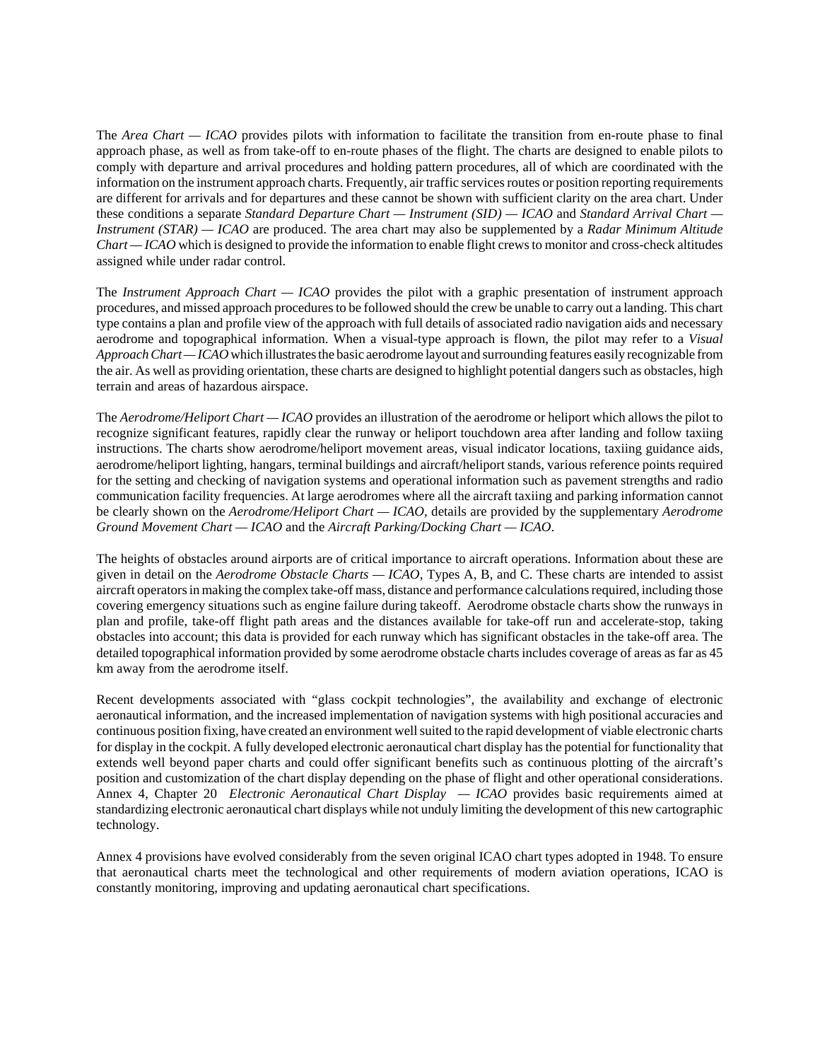The *Area Chart — ICAO* provides pilots with information to facilitate the transition from en-route phase to final approach phase, as well as from take-off to en-route phases of the flight. The charts are designed to enable pilots to comply with departure and arrival procedures and holding pattern procedures, all of which are coordinated with the information on the instrument approach charts. Frequently, air traffic services routes or position reporting requirements are different for arrivals and for departures and these cannot be shown with sufficient clarity on the area chart. Under these conditions a separate *Standard Departure Chart — Instrument (SID) — ICAO* and *Standard Arrival Chart — Instrument (STAR) — ICAO* are produced. The area chart may also be supplemented by a *Radar Minimum Altitude Chart — ICAO* which is designed to provide the information to enable flight crews to monitor and cross-check altitudes assigned while under radar control.

The *Instrument Approach Chart — ICAO* provides the pilot with a graphic presentation of instrument approach procedures, and missed approach procedures to be followed should the crew be unable to carry out a landing. This chart type contains a plan and profile view of the approach with full details of associated radio navigation aids and necessary aerodrome and topographical information. When a visual-type approach is flown, the pilot may refer to a *Visual Approach Chart — ICAO* which illustrates the basic aerodrome layout and surrounding features easily recognizable from the air. As well as providing orientation, these charts are designed to highlight potential dangers such as obstacles, high terrain and areas of hazardous airspace.

The *Aerodrome/Heliport Chart — ICAO* provides an illustration of the aerodrome or heliport which allows the pilot to recognize significant features, rapidly clear the runway or heliport touchdown area after landing and follow taxiing instructions. The charts show aerodrome/heliport movement areas, visual indicator locations, taxiing guidance aids, aerodrome/heliport lighting, hangars, terminal buildings and aircraft/heliport stands, various reference points required for the setting and checking of navigation systems and operational information such as pavement strengths and radio communication facility frequencies. At large aerodromes where all the aircraft taxiing and parking information cannot be clearly shown on the *Aerodrome/Heliport Chart — ICAO*, details are provided by the supplementary *Aerodrome Ground Movement Chart — ICAO* and the *Aircraft Parking/Docking Chart — ICAO*.

The heights of obstacles around airports are of critical importance to aircraft operations. Information about these are given in detail on the *Aerodrome Obstacle Charts — ICAO*, Types A, B, and C. These charts are intended to assist aircraft operators in making the complex take-off mass, distance and performance calculations required, including those covering emergency situations such as engine failure during takeoff. Aerodrome obstacle charts show the runways in plan and profile, take-off flight path areas and the distances available for take-off run and accelerate-stop, taking obstacles into account; this data is provided for each runway which has significant obstacles in the take-off area. The detailed topographical information provided by some aerodrome obstacle charts includes coverage of areas as far as 45 km away from the aerodrome itself.

Recent developments associated with "glass cockpit technologies", the availability and exchange of electronic aeronautical information, and the increased implementation of navigation systems with high positional accuracies and continuous position fixing, have created an environment well suited to the rapid development of viable electronic charts for display in the cockpit. A fully developed electronic aeronautical chart display has the potential for functionality that extends well beyond paper charts and could offer significant benefits such as continuous plotting of the aircraft's position and customization of the chart display depending on the phase of flight and other operational considerations. Annex 4, Chapter 20 *Electronic Aeronautical Chart Display — ICAO* provides basic requirements aimed at standardizing electronic aeronautical chart displays while not unduly limiting the development of this new cartographic technology.

Annex 4 provisions have evolved considerably from the seven original ICAO chart types adopted in 1948. To ensure that aeronautical charts meet the technological and other requirements of modern aviation operations, ICAO is constantly monitoring, improving and updating aeronautical chart specifications.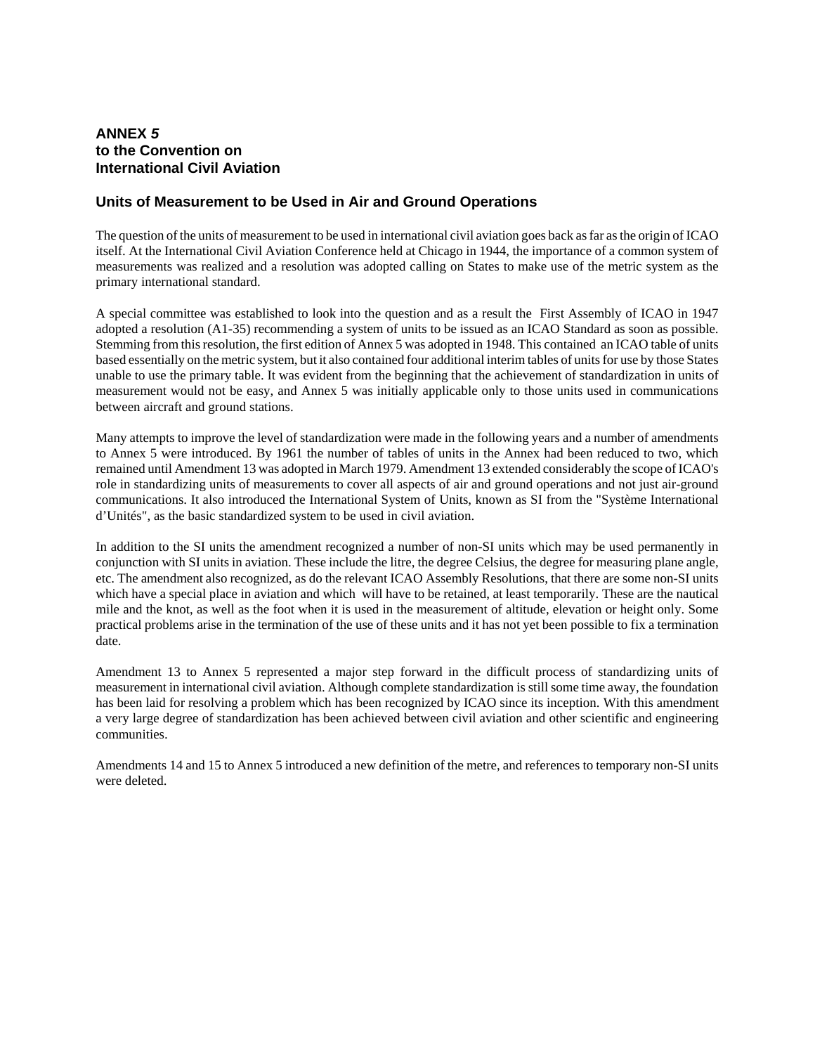**ANNEX *5***
**to the Convention on**
**International Civil Aviation**

## Units of Measurement to be Used in Air and Ground Operations

The question of the units of measurement to be used in international civil aviation goes back as far as the origin of ICAO itself. At the International Civil Aviation Conference held at Chicago in 1944, the importance of a common system of measurements was realized and a resolution was adopted calling on States to make use of the metric system as the primary international standard.

A special committee was established to look into the question and as a result the First Assembly of ICAO in 1947 adopted a resolution (A1-35) recommending a system of units to be issued as an ICAO Standard as soon as possible. Stemming from this resolution, the first edition of Annex 5 was adopted in 1948. This contained an ICAO table of units based essentially on the metric system, but it also contained four additional interim tables of units for use by those States unable to use the primary table. It was evident from the beginning that the achievement of standardization in units of measurement would not be easy, and Annex 5 was initially applicable only to those units used in communications between aircraft and ground stations.

Many attempts to improve the level of standardization were made in the following years and a number of amendments to Annex 5 were introduced. By 1961 the number of tables of units in the Annex had been reduced to two, which remained until Amendment 13 was adopted in March 1979. Amendment 13 extended considerably the scope of ICAO's role in standardizing units of measurements to cover all aspects of air and ground operations and not just air-ground communications. It also introduced the International System of Units, known as SI from the "Système International d'Unités", as the basic standardized system to be used in civil aviation.

In addition to the SI units the amendment recognized a number of non-SI units which may be used permanently in conjunction with SI units in aviation. These include the litre, the degree Celsius, the degree for measuring plane angle, etc. The amendment also recognized, as do the relevant ICAO Assembly Resolutions, that there are some non-SI units which have a special place in aviation and which will have to be retained, at least temporarily. These are the nautical mile and the knot, as well as the foot when it is used in the measurement of altitude, elevation or height only. Some practical problems arise in the termination of the use of these units and it has not yet been possible to fix a termination date.

Amendment 13 to Annex 5 represented a major step forward in the difficult process of standardizing units of measurement in international civil aviation. Although complete standardization is still some time away, the foundation has been laid for resolving a problem which has been recognized by ICAO since its inception. With this amendment a very large degree of standardization has been achieved between civil aviation and other scientific and engineering communities.

Amendments 14 and 15 to Annex 5 introduced a new definition of the metre, and references to temporary non-SI units were deleted.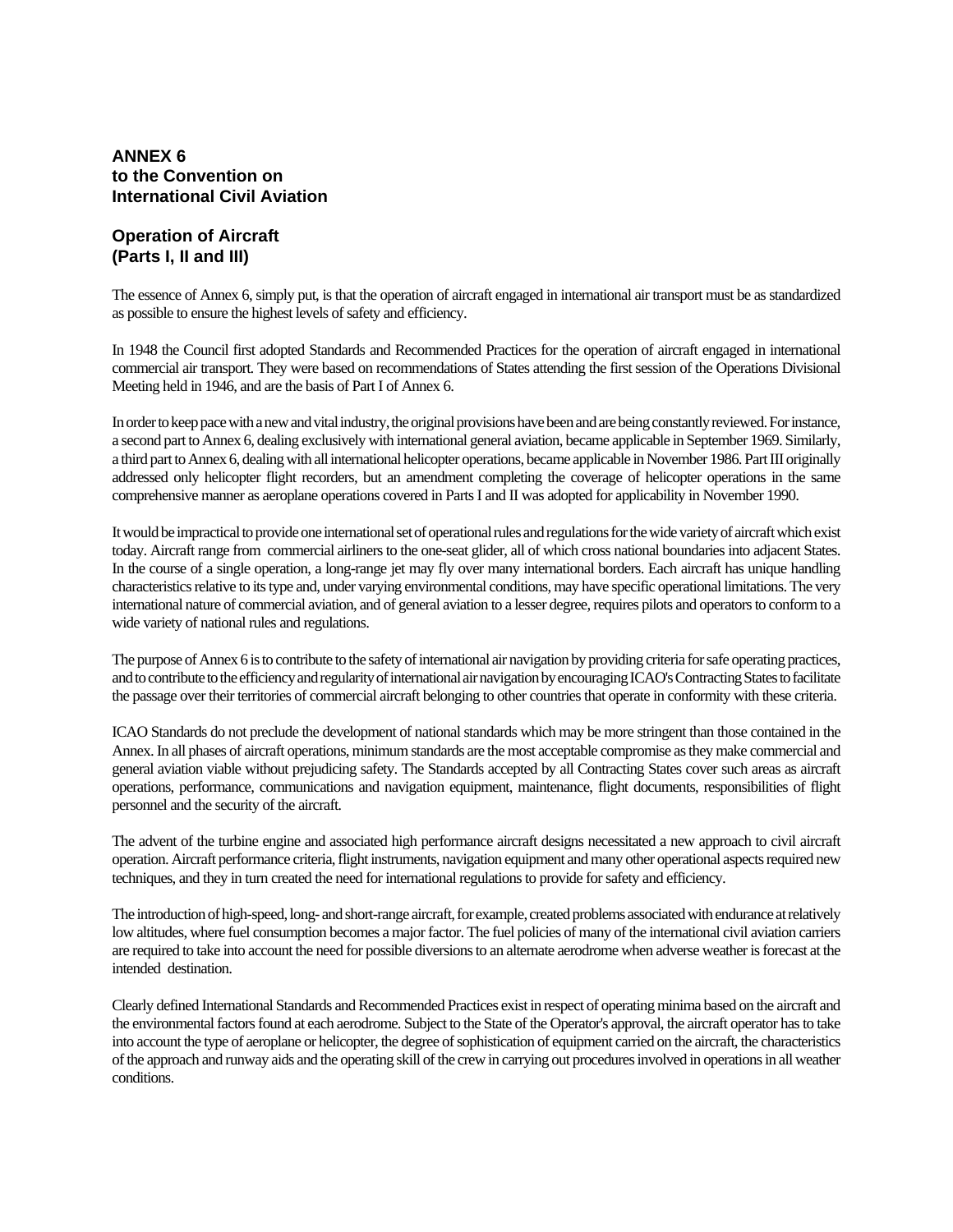## ANNEX 6
## to the Convention on
## International Civil Aviation

### Operation of Aircraft
### (Parts I, II and III)

The essence of Annex 6, simply put, is that the operation of aircraft engaged in international air transport must be as standardized as possible to ensure the highest levels of safety and efficiency.

In 1948 the Council first adopted Standards and Recommended Practices for the operation of aircraft engaged in international commercial air transport. They were based on recommendations of States attending the first session of the Operations Divisional Meeting held in 1946, and are the basis of Part I of Annex 6.

In order to keep pace with a new and vital industry, the original provisions have been and are being constantly reviewed. For instance, a second part to Annex 6, dealing exclusively with international general aviation, became applicable in September 1969. Similarly, a third part to Annex 6, dealing with all international helicopter operations, became applicable in November 1986. Part III originally addressed only helicopter flight recorders, but an amendment completing the coverage of helicopter operations in the same comprehensive manner as aeroplane operations covered in Parts I and II was adopted for applicability in November 1990.

It would be impractical to provide one international set of operational rules and regulations for the wide variety of aircraft which exist today. Aircraft range from commercial airliners to the one-seat glider, all of which cross national boundaries into adjacent States. In the course of a single operation, a long-range jet may fly over many international borders. Each aircraft has unique handling characteristics relative to its type and, under varying environmental conditions, may have specific operational limitations. The very international nature of commercial aviation, and of general aviation to a lesser degree, requires pilots and operators to conform to a wide variety of national rules and regulations.

The purpose of Annex 6 is to contribute to the safety of international air navigation by providing criteria for safe operating practices, and to contribute to the efficiency and regularity of international air navigation by encouraging ICAO's Contracting States to facilitate the passage over their territories of commercial aircraft belonging to other countries that operate in conformity with these criteria.

ICAO Standards do not preclude the development of national standards which may be more stringent than those contained in the Annex. In all phases of aircraft operations, minimum standards are the most acceptable compromise as they make commercial and general aviation viable without prejudicing safety. The Standards accepted by all Contracting States cover such areas as aircraft operations, performance, communications and navigation equipment, maintenance, flight documents, responsibilities of flight personnel and the security of the aircraft.

The advent of the turbine engine and associated high performance aircraft designs necessitated a new approach to civil aircraft operation. Aircraft performance criteria, flight instruments, navigation equipment and many other operational aspects required new techniques, and they in turn created the need for international regulations to provide for safety and efficiency.

The introduction of high-speed, long- and short-range aircraft, for example, created problems associated with endurance at relatively low altitudes, where fuel consumption becomes a major factor. The fuel policies of many of the international civil aviation carriers are required to take into account the need for possible diversions to an alternate aerodrome when adverse weather is forecast at the intended destination.

Clearly defined International Standards and Recommended Practices exist in respect of operating minima based on the aircraft and the environmental factors found at each aerodrome. Subject to the State of the Operator's approval, the aircraft operator has to take into account the type of aeroplane or helicopter, the degree of sophistication of equipment carried on the aircraft, the characteristics of the approach and runway aids and the operating skill of the crew in carrying out procedures involved in operations in all weather conditions.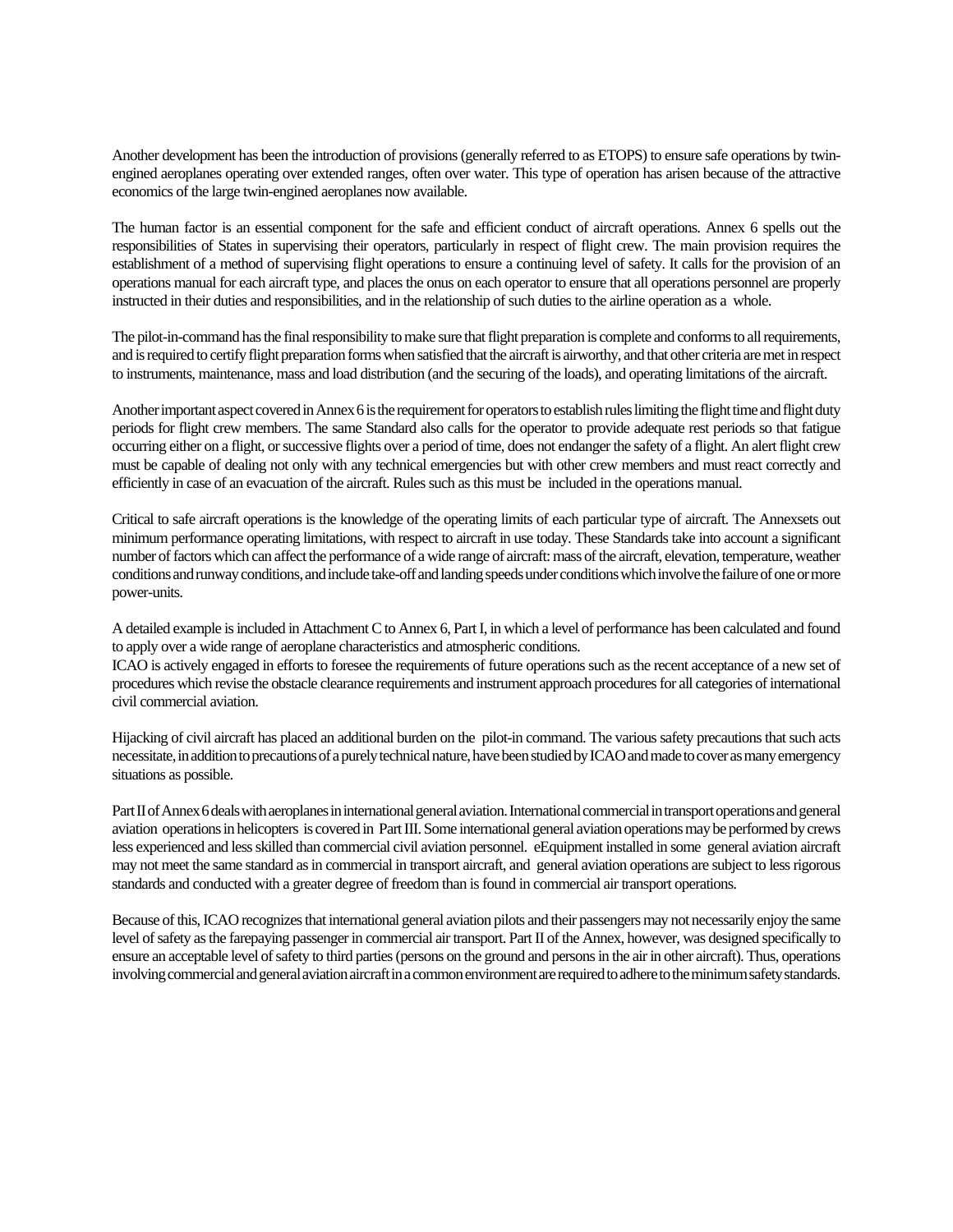Another development has been the introduction of provisions (generally referred to as ETOPS) to ensure safe operations by twin-engined aeroplanes operating over extended ranges, often over water. This type of operation has arisen because of the attractive economics of the large twin-engined aeroplanes now available.

The human factor is an essential component for the safe and efficient conduct of aircraft operations. Annex 6 spells out the responsibilities of States in supervising their operators, particularly in respect of flight crew. The main provision requires the establishment of a method of supervising flight operations to ensure a continuing level of safety. It calls for the provision of an operations manual for each aircraft type, and places the onus on each operator to ensure that all operations personnel are properly instructed in their duties and responsibilities, and in the relationship of such duties to the airline operation as a whole.

The pilot-in-command has the final responsibility to make sure that flight preparation is complete and conforms to all requirements, and is required to certify flight preparation forms when satisfied that the aircraft is airworthy, and that other criteria are met in respect to instruments, maintenance, mass and load distribution (and the securing of the loads), and operating limitations of the aircraft.

Another important aspect covered in Annex 6 is the requirement for operators to establish rules limiting the flight time and flight duty periods for flight crew members. The same Standard also calls for the operator to provide adequate rest periods so that fatigue occurring either on a flight, or successive flights over a period of time, does not endanger the safety of a flight. An alert flight crew must be capable of dealing not only with any technical emergencies but with other crew members and must react correctly and efficiently in case of an evacuation of the aircraft. Rules such as this must be included in the operations manual.

Critical to safe aircraft operations is the knowledge of the operating limits of each particular type of aircraft. The Annexsets out minimum performance operating limitations, with respect to aircraft in use today. These Standards take into account a significant number of factors which can affect the performance of a wide range of aircraft: mass of the aircraft, elevation, temperature, weather conditions and runway conditions, and include take-off and landing speeds under conditions which involve the failure of one or more power-units.

A detailed example is included in Attachment C to Annex 6, Part I, in which a level of performance has been calculated and found to apply over a wide range of aeroplane characteristics and atmospheric conditions.
ICAO is actively engaged in efforts to foresee the requirements of future operations such as the recent acceptance of a new set of procedures which revise the obstacle clearance requirements and instrument approach procedures for all categories of international civil commercial aviation.

Hijacking of civil aircraft has placed an additional burden on the pilot-in command. The various safety precautions that such acts necessitate, in addition to precautions of a purely technical nature, have been studied by ICAO and made to cover as many emergency situations as possible.

Part II of Annex 6 deals with aeroplanes in international general aviation. International commercial in transport operations and general aviation operations in helicopters is covered in Part III. Some international general aviation operations may be performed by crews less experienced and less skilled than commercial civil aviation personnel. eEquipment installed in some general aviation aircraft may not meet the same standard as in commercial in transport aircraft, and general aviation operations are subject to less rigorous standards and conducted with a greater degree of freedom than is found in commercial air transport operations.

Because of this, ICAO recognizes that international general aviation pilots and their passengers may not necessarily enjoy the same level of safety as the farepaying passenger in commercial air transport. Part II of the Annex, however, was designed specifically to ensure an acceptable level of safety to third parties (persons on the ground and persons in the air in other aircraft). Thus, operations involving commercial and general aviation aircraft in a common environment are required to adhere to the minimum safety standards.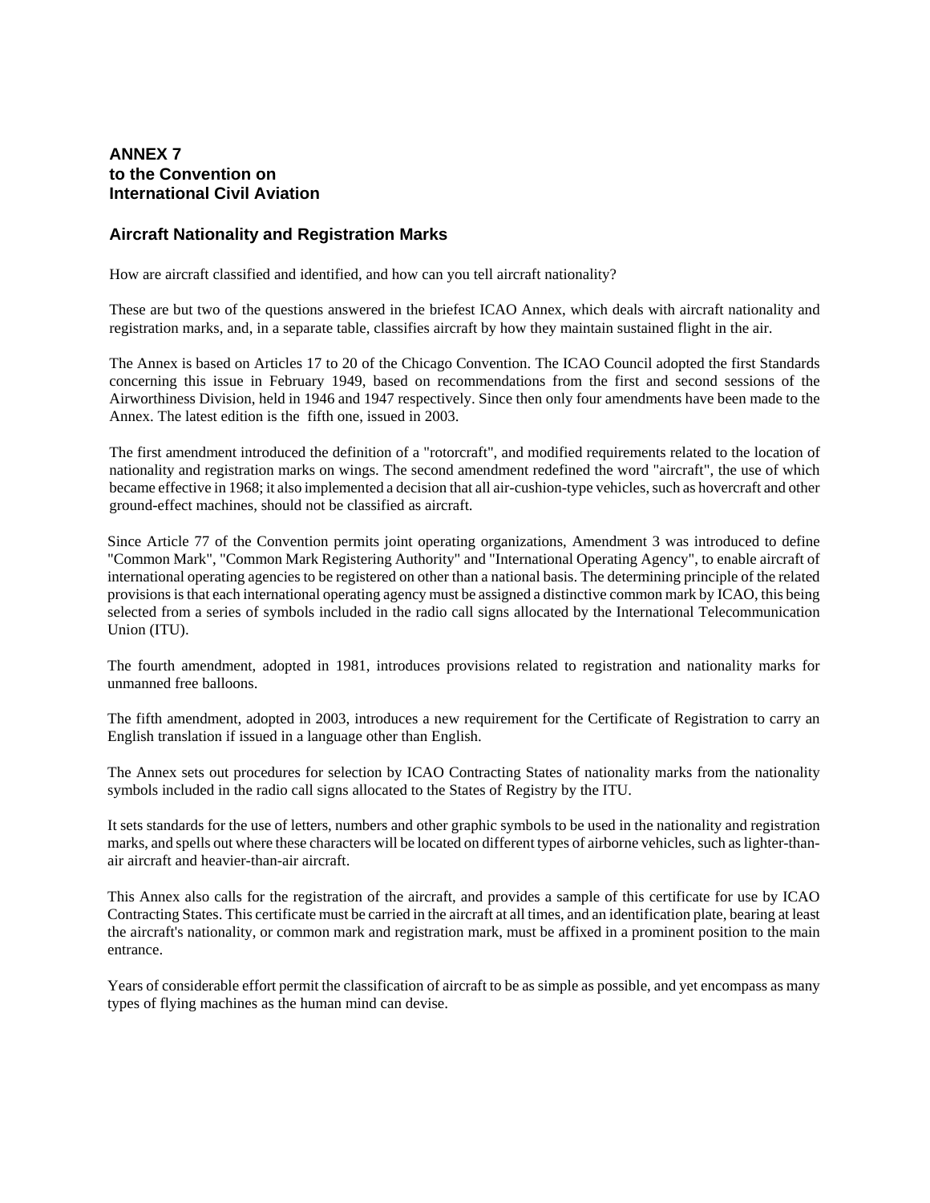# ANNEX 7
# to the Convention on
# International Civil Aviation

## Aircraft Nationality and Registration Marks

How are aircraft classified and identified, and how can you tell aircraft nationality?

These are but two of the questions answered in the briefest ICAO Annex, which deals with aircraft nationality and registration marks, and, in a separate table, classifies aircraft by how they maintain sustained flight in the air.

The Annex is based on Articles 17 to 20 of the Chicago Convention. The ICAO Council adopted the first Standards concerning this issue in February 1949, based on recommendations from the first and second sessions of the Airworthiness Division, held in 1946 and 1947 respectively. Since then only four amendments have been made to the Annex. The latest edition is the fifth one, issued in 2003.

The first amendment introduced the definition of a "rotorcraft", and modified requirements related to the location of nationality and registration marks on wings. The second amendment redefined the word "aircraft", the use of which became effective in 1968; it also implemented a decision that all air-cushion-type vehicles, such as hovercraft and other ground-effect machines, should not be classified as aircraft.

Since Article 77 of the Convention permits joint operating organizations, Amendment 3 was introduced to define "Common Mark", "Common Mark Registering Authority" and "International Operating Agency", to enable aircraft of international operating agencies to be registered on other than a national basis. The determining principle of the related provisions is that each international operating agency must be assigned a distinctive common mark by ICAO, this being selected from a series of symbols included in the radio call signs allocated by the International Telecommunication Union (ITU).

The fourth amendment, adopted in 1981, introduces provisions related to registration and nationality marks for unmanned free balloons.

The fifth amendment, adopted in 2003, introduces a new requirement for the Certificate of Registration to carry an English translation if issued in a language other than English.

The Annex sets out procedures for selection by ICAO Contracting States of nationality marks from the nationality symbols included in the radio call signs allocated to the States of Registry by the ITU.

It sets standards for the use of letters, numbers and other graphic symbols to be used in the nationality and registration marks, and spells out where these characters will be located on different types of airborne vehicles, such as lighter-than-air aircraft and heavier-than-air aircraft.

This Annex also calls for the registration of the aircraft, and provides a sample of this certificate for use by ICAO Contracting States. This certificate must be carried in the aircraft at all times, and an identification plate, bearing at least the aircraft's nationality, or common mark and registration mark, must be affixed in a prominent position to the main entrance.

Years of considerable effort permit the classification of aircraft to be as simple as possible, and yet encompass as many types of flying machines as the human mind can devise.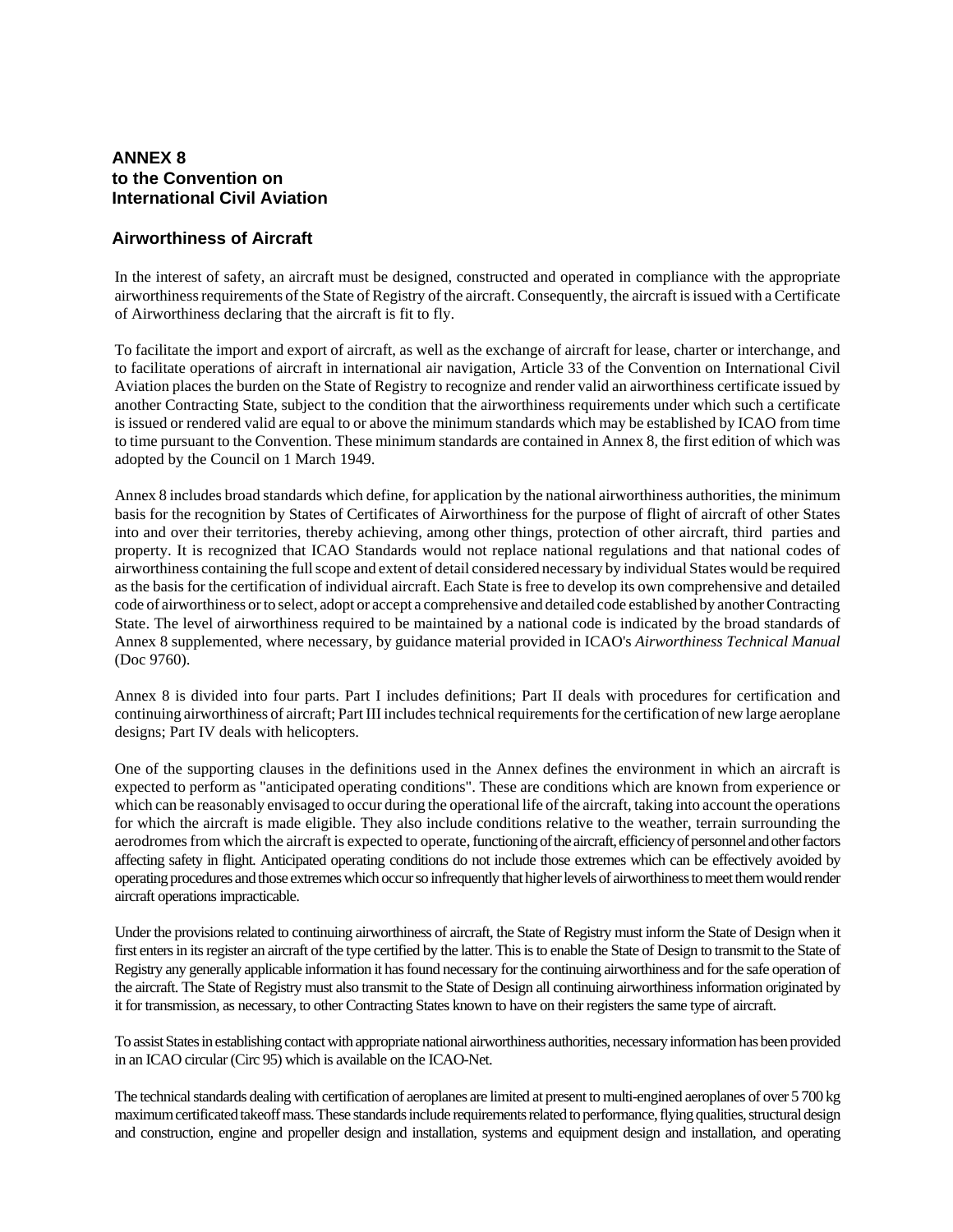## ANNEX 8 to the Convention on International Civil Aviation

### Airworthiness of Aircraft

In the interest of safety, an aircraft must be designed, constructed and operated in compliance with the appropriate airworthiness requirements of the State of Registry of the aircraft. Consequently, the aircraft is issued with a Certificate of Airworthiness declaring that the aircraft is fit to fly.

To facilitate the import and export of aircraft, as well as the exchange of aircraft for lease, charter or interchange, and to facilitate operations of aircraft in international air navigation, Article 33 of the Convention on International Civil Aviation places the burden on the State of Registry to recognize and render valid an airworthiness certificate issued by another Contracting State, subject to the condition that the airworthiness requirements under which such a certificate is issued or rendered valid are equal to or above the minimum standards which may be established by ICAO from time to time pursuant to the Convention. These minimum standards are contained in Annex 8, the first edition of which was adopted by the Council on 1 March 1949.

Annex 8 includes broad standards which define, for application by the national airworthiness authorities, the minimum basis for the recognition by States of Certificates of Airworthiness for the purpose of flight of aircraft of other States into and over their territories, thereby achieving, among other things, protection of other aircraft, third parties and property. It is recognized that ICAO Standards would not replace national regulations and that national codes of airworthiness containing the full scope and extent of detail considered necessary by individual States would be required as the basis for the certification of individual aircraft. Each State is free to develop its own comprehensive and detailed code of airworthiness or to select, adopt or accept a comprehensive and detailed code established by another Contracting State. The level of airworthiness required to be maintained by a national code is indicated by the broad standards of Annex 8 supplemented, where necessary, by guidance material provided in ICAO's *Airworthiness Technical Manual* (Doc 9760).

Annex 8 is divided into four parts. Part I includes definitions; Part II deals with procedures for certification and continuing airworthiness of aircraft; Part III includes technical requirements for the certification of new large aeroplane designs; Part IV deals with helicopters.

One of the supporting clauses in the definitions used in the Annex defines the environment in which an aircraft is expected to perform as "anticipated operating conditions". These are conditions which are known from experience or which can be reasonably envisaged to occur during the operational life of the aircraft, taking into account the operations for which the aircraft is made eligible. They also include conditions relative to the weather, terrain surrounding the aerodromes from which the aircraft is expected to operate, functioning of the aircraft, efficiency of personnel and other factors affecting safety in flight. Anticipated operating conditions do not include those extremes which can be effectively avoided by operating procedures and those extremes which occur so infrequently that higher levels of airworthiness to meet them would render aircraft operations impracticable.

Under the provisions related to continuing airworthiness of aircraft, the State of Registry must inform the State of Design when it first enters in its register an aircraft of the type certified by the latter. This is to enable the State of Design to transmit to the State of Registry any generally applicable information it has found necessary for the continuing airworthiness and for the safe operation of the aircraft. The State of Registry must also transmit to the State of Design all continuing airworthiness information originated by it for transmission, as necessary, to other Contracting States known to have on their registers the same type of aircraft.

To assist States in establishing contact with appropriate national airworthiness authorities, necessary information has been provided in an ICAO circular (Circ 95) which is available on the ICAO-Net.

The technical standards dealing with certification of aeroplanes are limited at present to multi-engined aeroplanes of over 5 700 kg maximum certificated takeoff mass. These standards include requirements related to performance, flying qualities, structural design and construction, engine and propeller design and installation, systems and equipment design and installation, and operating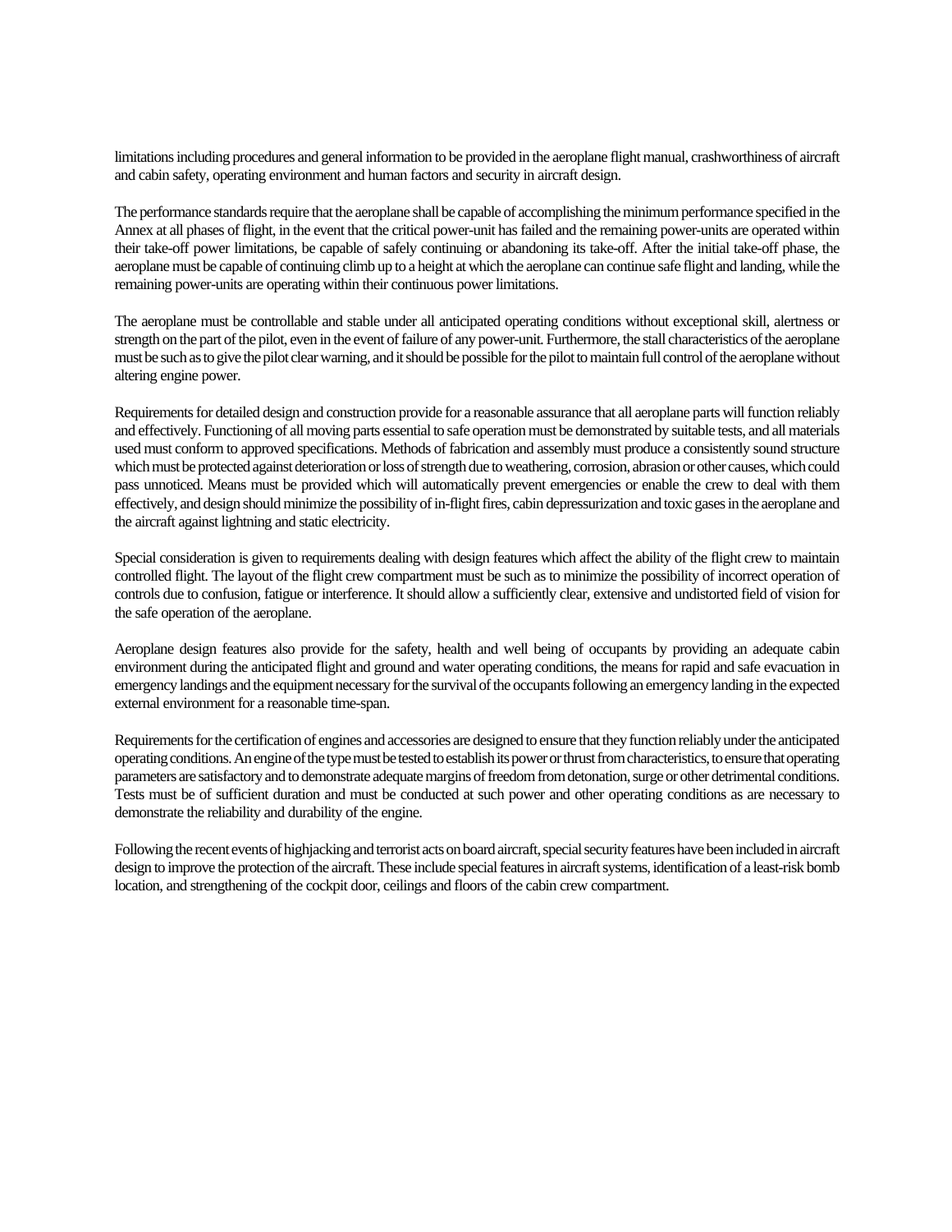limitations including procedures and general information to be provided in the aeroplane flight manual, crashworthiness of aircraft and cabin safety, operating environment and human factors and security in aircraft design.

The performance standards require that the aeroplane shall be capable of accomplishing the minimum performance specified in the Annex at all phases of flight, in the event that the critical power-unit has failed and the remaining power-units are operated within their take-off power limitations, be capable of safely continuing or abandoning its take-off. After the initial take-off phase, the aeroplane must be capable of continuing climb up to a height at which the aeroplane can continue safe flight and landing, while the remaining power-units are operating within their continuous power limitations.

The aeroplane must be controllable and stable under all anticipated operating conditions without exceptional skill, alertness or strength on the part of the pilot, even in the event of failure of any power-unit. Furthermore, the stall characteristics of the aeroplane must be such as to give the pilot clear warning, and it should be possible for the pilot to maintain full control of the aeroplane without altering engine power.

Requirements for detailed design and construction provide for a reasonable assurance that all aeroplane parts will function reliably and effectively. Functioning of all moving parts essential to safe operation must be demonstrated by suitable tests, and all materials used must conform to approved specifications. Methods of fabrication and assembly must produce a consistently sound structure which must be protected against deterioration or loss of strength due to weathering, corrosion, abrasion or other causes, which could pass unnoticed. Means must be provided which will automatically prevent emergencies or enable the crew to deal with them effectively, and design should minimize the possibility of in-flight fires, cabin depressurization and toxic gases in the aeroplane and the aircraft against lightning and static electricity.

Special consideration is given to requirements dealing with design features which affect the ability of the flight crew to maintain controlled flight. The layout of the flight crew compartment must be such as to minimize the possibility of incorrect operation of controls due to confusion, fatigue or interference. It should allow a sufficiently clear, extensive and undistorted field of vision for the safe operation of the aeroplane.

Aeroplane design features also provide for the safety, health and well being of occupants by providing an adequate cabin environment during the anticipated flight and ground and water operating conditions, the means for rapid and safe evacuation in emergency landings and the equipment necessary for the survival of the occupants following an emergency landing in the expected external environment for a reasonable time-span.

Requirements for the certification of engines and accessories are designed to ensure that they function reliably under the anticipated operating conditions. An engine of the type must be tested to establish its power or thrust from characteristics, to ensure that operating parameters are satisfactory and to demonstrate adequate margins of freedom from detonation, surge or other detrimental conditions. Tests must be of sufficient duration and must be conducted at such power and other operating conditions as are necessary to demonstrate the reliability and durability of the engine.

Following the recent events of highjacking and terrorist acts on board aircraft, special security features have been included in aircraft design to improve the protection of the aircraft. These include special features in aircraft systems, identification of a least-risk bomb location, and strengthening of the cockpit door, ceilings and floors of the cabin crew compartment.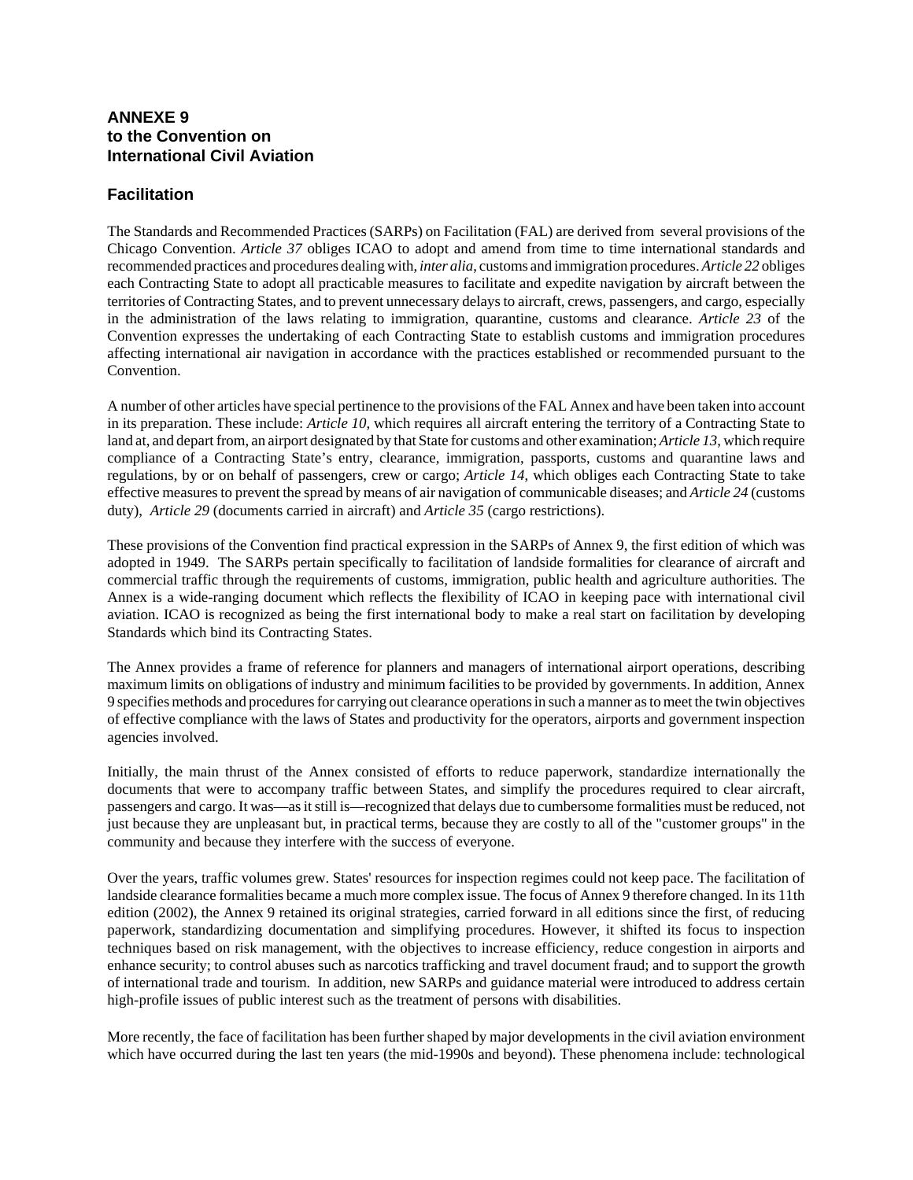## ANNEXE 9 to the Convention on International Civil Aviation

### Facilitation

The Standards and Recommended Practices (SARPs) on Facilitation (FAL) are derived from several provisions of the Chicago Convention. *Article 37* obliges ICAO to adopt and amend from time to time international standards and recommended practices and procedures dealing with, *inter alia,* customs and immigration procedures. *Article 22* obliges each Contracting State to adopt all practicable measures to facilitate and expedite navigation by aircraft between the territories of Contracting States, and to prevent unnecessary delays to aircraft, crews, passengers, and cargo, especially in the administration of the laws relating to immigration, quarantine, customs and clearance. *Article 23* of the Convention expresses the undertaking of each Contracting State to establish customs and immigration procedures affecting international air navigation in accordance with the practices established or recommended pursuant to the Convention.

A number of other articles have special pertinence to the provisions of the FAL Annex and have been taken into account in its preparation. These include: *Article 10,* which requires all aircraft entering the territory of a Contracting State to land at, and depart from, an airport designated by that State for customs and other examination; *Article 13*, which require compliance of a Contracting State's entry, clearance, immigration, passports, customs and quarantine laws and regulations, by or on behalf of passengers, crew or cargo; *Article 14,* which obliges each Contracting State to take effective measures to prevent the spread by means of air navigation of communicable diseases; and *Article 24* (customs duty), *Article 29* (documents carried in aircraft) and *Article 35* (cargo restrictions).

These provisions of the Convention find practical expression in the SARPs of Annex 9, the first edition of which was adopted in 1949. The SARPs pertain specifically to facilitation of landside formalities for clearance of aircraft and commercial traffic through the requirements of customs, immigration, public health and agriculture authorities. The Annex is a wide-ranging document which reflects the flexibility of ICAO in keeping pace with international civil aviation. ICAO is recognized as being the first international body to make a real start on facilitation by developing Standards which bind its Contracting States.

The Annex provides a frame of reference for planners and managers of international airport operations, describing maximum limits on obligations of industry and minimum facilities to be provided by governments. In addition, Annex 9 specifies methods and procedures for carrying out clearance operations in such a manner as to meet the twin objectives of effective compliance with the laws of States and productivity for the operators, airports and government inspection agencies involved.

Initially, the main thrust of the Annex consisted of efforts to reduce paperwork, standardize internationally the documents that were to accompany traffic between States, and simplify the procedures required to clear aircraft, passengers and cargo. It was—as it still is—recognized that delays due to cumbersome formalities must be reduced, not just because they are unpleasant but, in practical terms, because they are costly to all of the "customer groups" in the community and because they interfere with the success of everyone.

Over the years, traffic volumes grew. States' resources for inspection regimes could not keep pace. The facilitation of landside clearance formalities became a much more complex issue. The focus of Annex 9 therefore changed. In its 11th edition (2002), the Annex 9 retained its original strategies, carried forward in all editions since the first, of reducing paperwork, standardizing documentation and simplifying procedures. However, it shifted its focus to inspection techniques based on risk management, with the objectives to increase efficiency, reduce congestion in airports and enhance security; to control abuses such as narcotics trafficking and travel document fraud; and to support the growth of international trade and tourism. In addition, new SARPs and guidance material were introduced to address certain high-profile issues of public interest such as the treatment of persons with disabilities.

More recently, the face of facilitation has been further shaped by major developments in the civil aviation environment which have occurred during the last ten years (the mid-1990s and beyond). These phenomena include: technological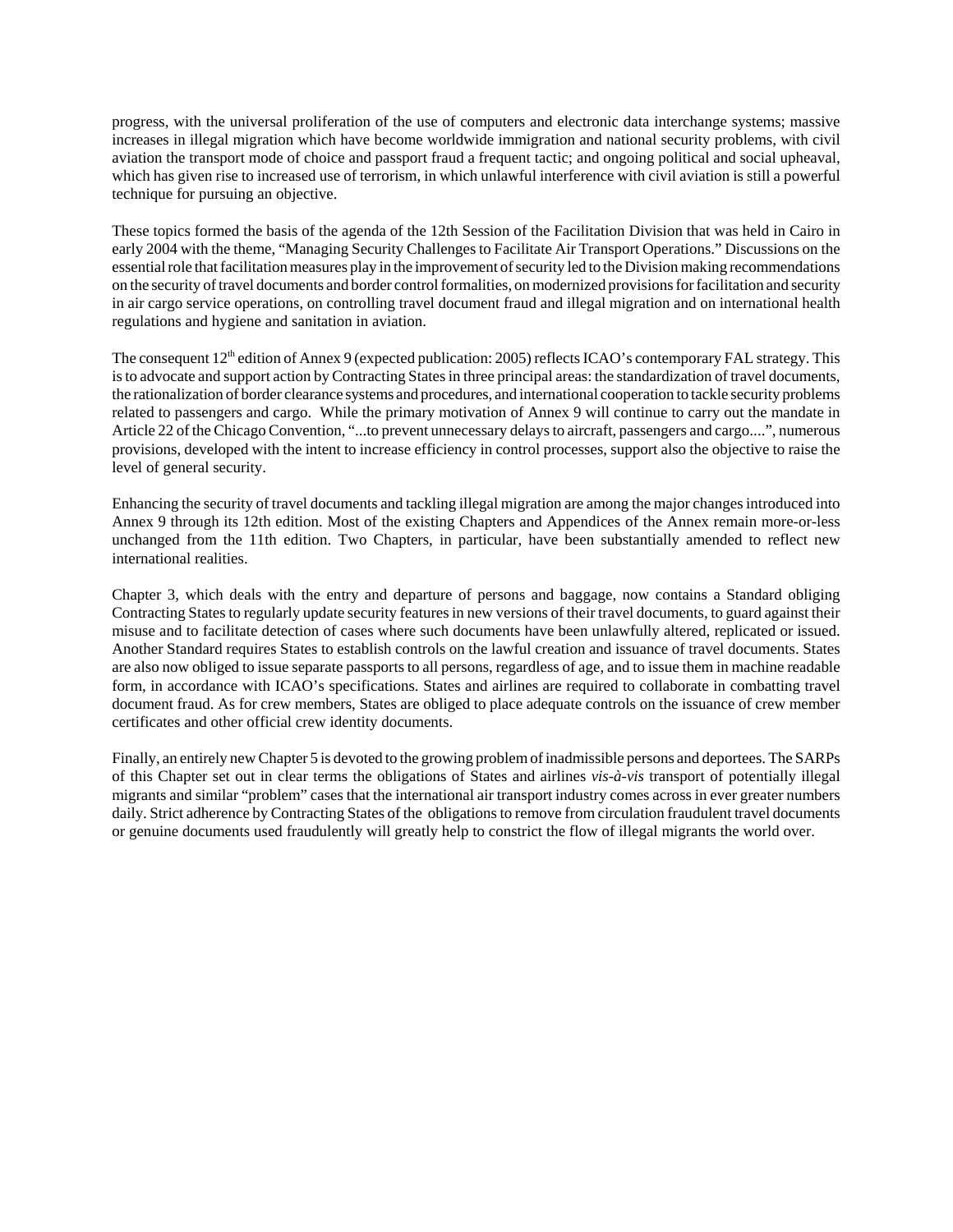progress, with the universal proliferation of the use of computers and electronic data interchange systems; massive increases in illegal migration which have become worldwide immigration and national security problems, with civil aviation the transport mode of choice and passport fraud a frequent tactic; and ongoing political and social upheaval, which has given rise to increased use of terrorism, in which unlawful interference with civil aviation is still a powerful technique for pursuing an objective.

These topics formed the basis of the agenda of the 12th Session of the Facilitation Division that was held in Cairo in early 2004 with the theme, "Managing Security Challenges to Facilitate Air Transport Operations." Discussions on the essential role that facilitation measures play in the improvement of security led to the Division making recommendations on the security of travel documents and border control formalities, on modernized provisions for facilitation and security in air cargo service operations, on controlling travel document fraud and illegal migration and on international health regulations and hygiene and sanitation in aviation.

The consequent 12th edition of Annex 9 (expected publication: 2005) reflects ICAO's contemporary FAL strategy. This is to advocate and support action by Contracting States in three principal areas: the standardization of travel documents, the rationalization of border clearance systems and procedures, and international cooperation to tackle security problems related to passengers and cargo. While the primary motivation of Annex 9 will continue to carry out the mandate in Article 22 of the Chicago Convention, "...to prevent unnecessary delays to aircraft, passengers and cargo....", numerous provisions, developed with the intent to increase efficiency in control processes, support also the objective to raise the level of general security.

Enhancing the security of travel documents and tackling illegal migration are among the major changes introduced into Annex 9 through its 12th edition. Most of the existing Chapters and Appendices of the Annex remain more-or-less unchanged from the 11th edition. Two Chapters, in particular, have been substantially amended to reflect new international realities.

Chapter 3, which deals with the entry and departure of persons and baggage, now contains a Standard obliging Contracting States to regularly update security features in new versions of their travel documents, to guard against their misuse and to facilitate detection of cases where such documents have been unlawfully altered, replicated or issued. Another Standard requires States to establish controls on the lawful creation and issuance of travel documents. States are also now obliged to issue separate passports to all persons, regardless of age, and to issue them in machine readable form, in accordance with ICAO's specifications. States and airlines are required to collaborate in combatting travel document fraud. As for crew members, States are obliged to place adequate controls on the issuance of crew member certificates and other official crew identity documents.

Finally, an entirely new Chapter 5 is devoted to the growing problem of inadmissible persons and deportees. The SARPs of this Chapter set out in clear terms the obligations of States and airlines *vis-à-vis* transport of potentially illegal migrants and similar "problem" cases that the international air transport industry comes across in ever greater numbers daily. Strict adherence by Contracting States of the obligations to remove from circulation fraudulent travel documents or genuine documents used fraudulently will greatly help to constrict the flow of illegal migrants the world over.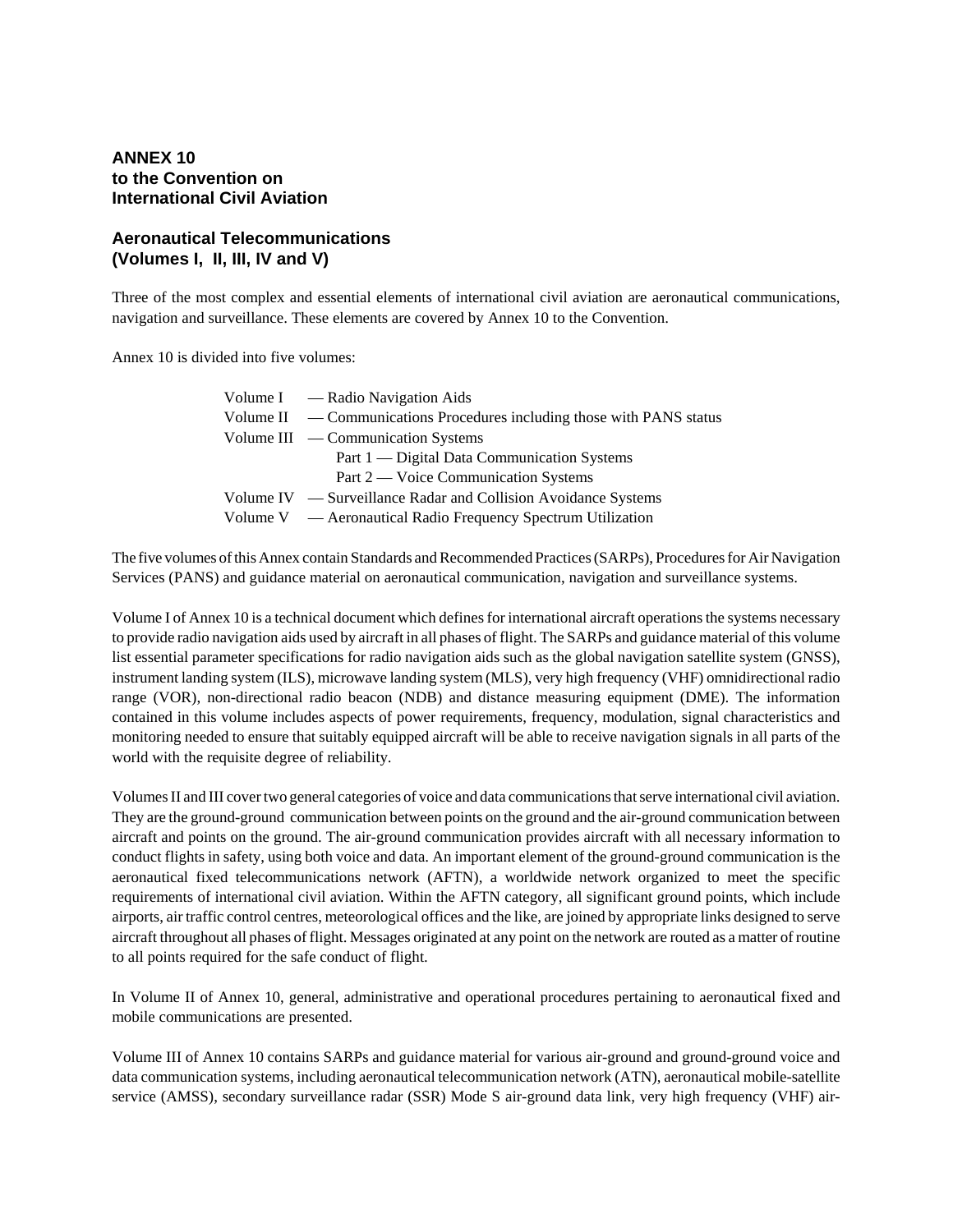## ANNEX 10
## to the Convention on
## International Civil Aviation

### Aeronautical Telecommunications
### (Volumes I, II, III, IV and V)

Three of the most complex and essential elements of international civil aviation are aeronautical communications, navigation and surveillance. These elements are covered by Annex 10 to the Convention.

Annex 10 is divided into five volumes:

- Volume I — Radio Navigation Aids
- Volume II — Communications Procedures including those with PANS status
- Volume III — Communication Systems
  - Part 1 — Digital Data Communication Systems
  - Part 2 — Voice Communication Systems
- Volume IV — Surveillance Radar and Collision Avoidance Systems
- Volume V — Aeronautical Radio Frequency Spectrum Utilization

The five volumes of this Annex contain Standards and Recommended Practices (SARPs), Procedures for Air Navigation Services (PANS) and guidance material on aeronautical communication, navigation and surveillance systems.

Volume I of Annex 10 is a technical document which defines for international aircraft operations the systems necessary to provide radio navigation aids used by aircraft in all phases of flight. The SARPs and guidance material of this volume list essential parameter specifications for radio navigation aids such as the global navigation satellite system (GNSS), instrument landing system (ILS), microwave landing system (MLS), very high frequency (VHF) omnidirectional radio range (VOR), non-directional radio beacon (NDB) and distance measuring equipment (DME). The information contained in this volume includes aspects of power requirements, frequency, modulation, signal characteristics and monitoring needed to ensure that suitably equipped aircraft will be able to receive navigation signals in all parts of the world with the requisite degree of reliability.

Volumes II and III cover two general categories of voice and data communications that serve international civil aviation. They are the ground-ground communication between points on the ground and the air-ground communication between aircraft and points on the ground. The air-ground communication provides aircraft with all necessary information to conduct flights in safety, using both voice and data. An important element of the ground-ground communication is the aeronautical fixed telecommunications network (AFTN), a worldwide network organized to meet the specific requirements of international civil aviation. Within the AFTN category, all significant ground points, which include airports, air traffic control centres, meteorological offices and the like, are joined by appropriate links designed to serve aircraft throughout all phases of flight. Messages originated at any point on the network are routed as a matter of routine to all points required for the safe conduct of flight.

In Volume II of Annex 10, general, administrative and operational procedures pertaining to aeronautical fixed and mobile communications are presented.

Volume III of Annex 10 contains SARPs and guidance material for various air-ground and ground-ground voice and data communication systems, including aeronautical telecommunication network (ATN), aeronautical mobile-satellite service (AMSS), secondary surveillance radar (SSR) Mode S air-ground data link, very high frequency (VHF) air-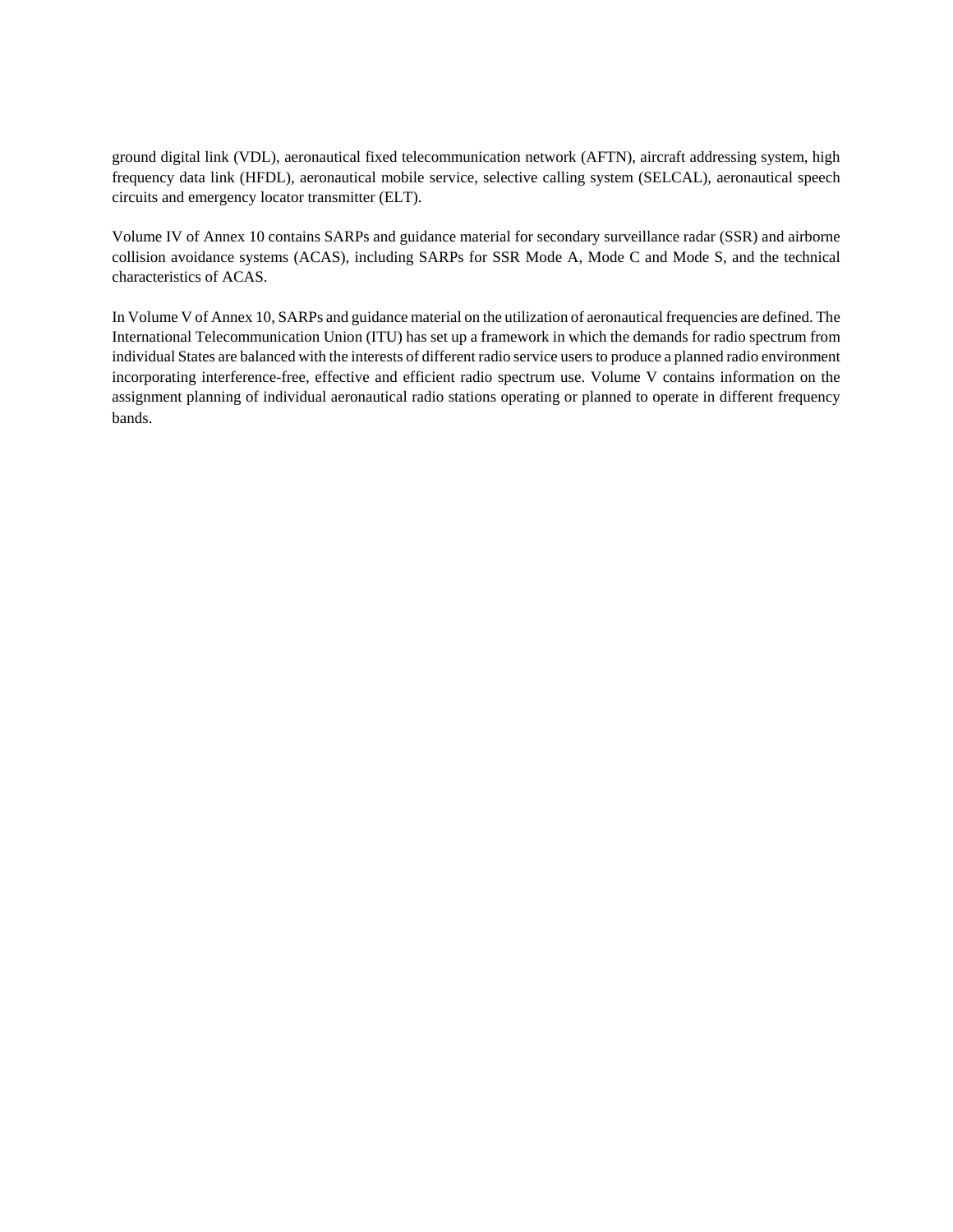ground digital link (VDL), aeronautical fixed telecommunication network (AFTN), aircraft addressing system, high frequency data link (HFDL), aeronautical mobile service, selective calling system (SELCAL), aeronautical speech circuits and emergency locator transmitter (ELT).

Volume IV of Annex 10 contains SARPs and guidance material for secondary surveillance radar (SSR) and airborne collision avoidance systems (ACAS), including SARPs for SSR Mode A, Mode C and Mode S, and the technical characteristics of ACAS.

In Volume V of Annex 10, SARPs and guidance material on the utilization of aeronautical frequencies are defined. The International Telecommunication Union (ITU) has set up a framework in which the demands for radio spectrum from individual States are balanced with the interests of different radio service users to produce a planned radio environment incorporating interference-free, effective and efficient radio spectrum use. Volume V contains information on the assignment planning of individual aeronautical radio stations operating or planned to operate in different frequency bands.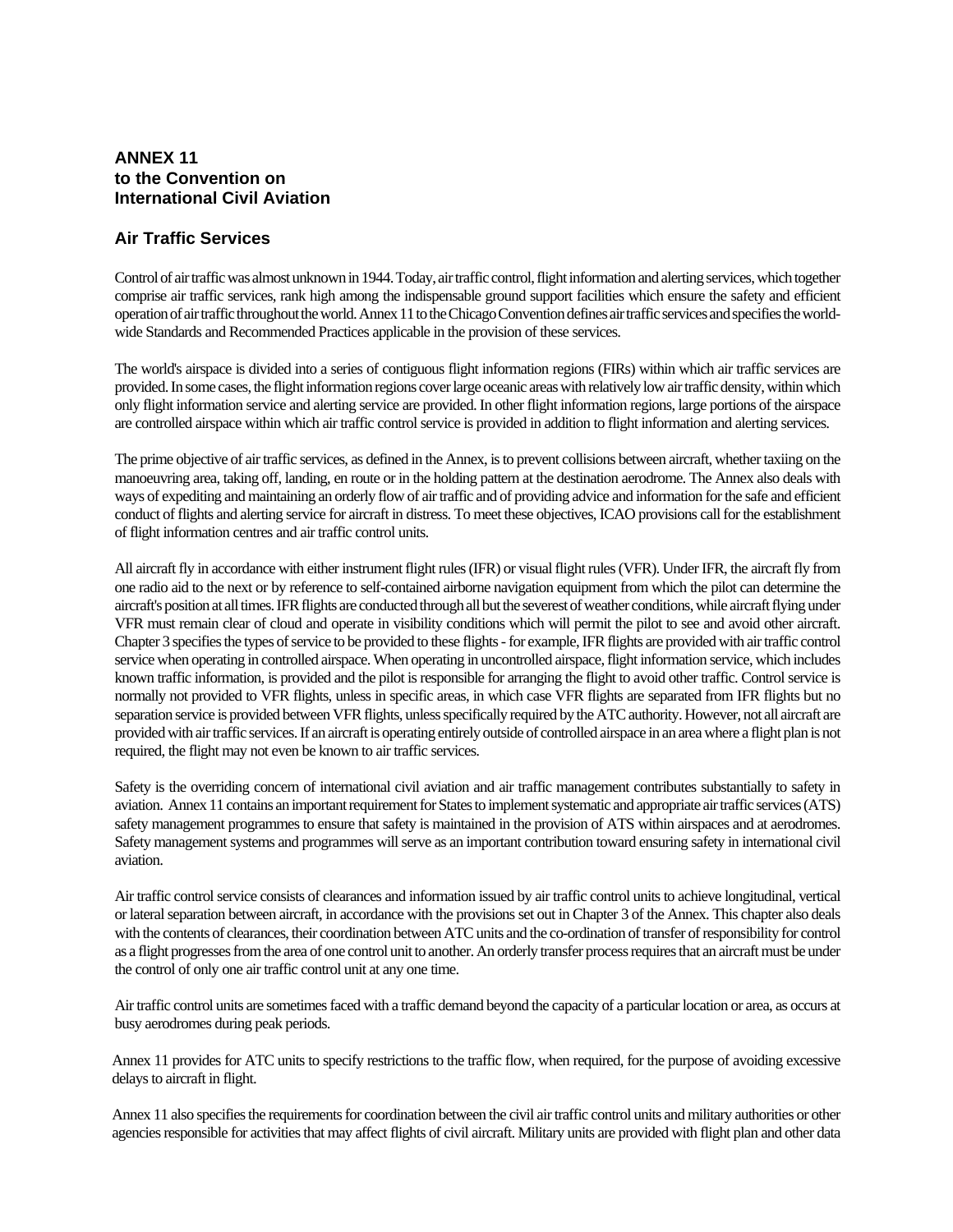## ANNEX 11
## to the Convention on
## International Civil Aviation

### Air Traffic Services

Control of air traffic was almost unknown in 1944. Today, air traffic control, flight information and alerting services, which together comprise air traffic services, rank high among the indispensable ground support facilities which ensure the safety and efficient operation of air traffic throughout the world. Annex 11 to the Chicago Convention defines air traffic services and specifies the world-wide Standards and Recommended Practices applicable in the provision of these services.

The world's airspace is divided into a series of contiguous flight information regions (FIRs) within which air traffic services are provided. In some cases, the flight information regions cover large oceanic areas with relatively low air traffic density, within which only flight information service and alerting service are provided. In other flight information regions, large portions of the airspace are controlled airspace within which air traffic control service is provided in addition to flight information and alerting services.

The prime objective of air traffic services, as defined in the Annex, is to prevent collisions between aircraft, whether taxiing on the manoeuvring area, taking off, landing, en route or in the holding pattern at the destination aerodrome. The Annex also deals with ways of expediting and maintaining an orderly flow of air traffic and of providing advice and information for the safe and efficient conduct of flights and alerting service for aircraft in distress. To meet these objectives, ICAO provisions call for the establishment of flight information centres and air traffic control units.

All aircraft fly in accordance with either instrument flight rules (IFR) or visual flight rules (VFR). Under IFR, the aircraft fly from one radio aid to the next or by reference to self-contained airborne navigation equipment from which the pilot can determine the aircraft's position at all times. IFR flights are conducted through all but the severest of weather conditions, while aircraft flying under VFR must remain clear of cloud and operate in visibility conditions which will permit the pilot to see and avoid other aircraft. Chapter 3 specifies the types of service to be provided to these flights - for example, IFR flights are provided with air traffic control service when operating in controlled airspace. When operating in uncontrolled airspace, flight information service, which includes known traffic information, is provided and the pilot is responsible for arranging the flight to avoid other traffic. Control service is normally not provided to VFR flights, unless in specific areas, in which case VFR flights are separated from IFR flights but no separation service is provided between VFR flights, unless specifically required by the ATC authority. However, not all aircraft are provided with air traffic services. If an aircraft is operating entirely outside of controlled airspace in an area where a flight plan is not required, the flight may not even be known to air traffic services.

Safety is the overriding concern of international civil aviation and air traffic management contributes substantially to safety in aviation. Annex 11 contains an important requirement for States to implement systematic and appropriate air traffic services (ATS) safety management programmes to ensure that safety is maintained in the provision of ATS within airspaces and at aerodromes. Safety management systems and programmes will serve as an important contribution toward ensuring safety in international civil aviation.

Air traffic control service consists of clearances and information issued by air traffic control units to achieve longitudinal, vertical or lateral separation between aircraft, in accordance with the provisions set out in Chapter 3 of the Annex. This chapter also deals with the contents of clearances, their coordination between ATC units and the co-ordination of transfer of responsibility for control as a flight progresses from the area of one control unit to another. An orderly transfer process requires that an aircraft must be under the control of only one air traffic control unit at any one time.

Air traffic control units are sometimes faced with a traffic demand beyond the capacity of a particular location or area, as occurs at busy aerodromes during peak periods.

Annex 11 provides for ATC units to specify restrictions to the traffic flow, when required, for the purpose of avoiding excessive delays to aircraft in flight.

Annex 11 also specifies the requirements for coordination between the civil air traffic control units and military authorities or other agencies responsible for activities that may affect flights of civil aircraft. Military units are provided with flight plan and other data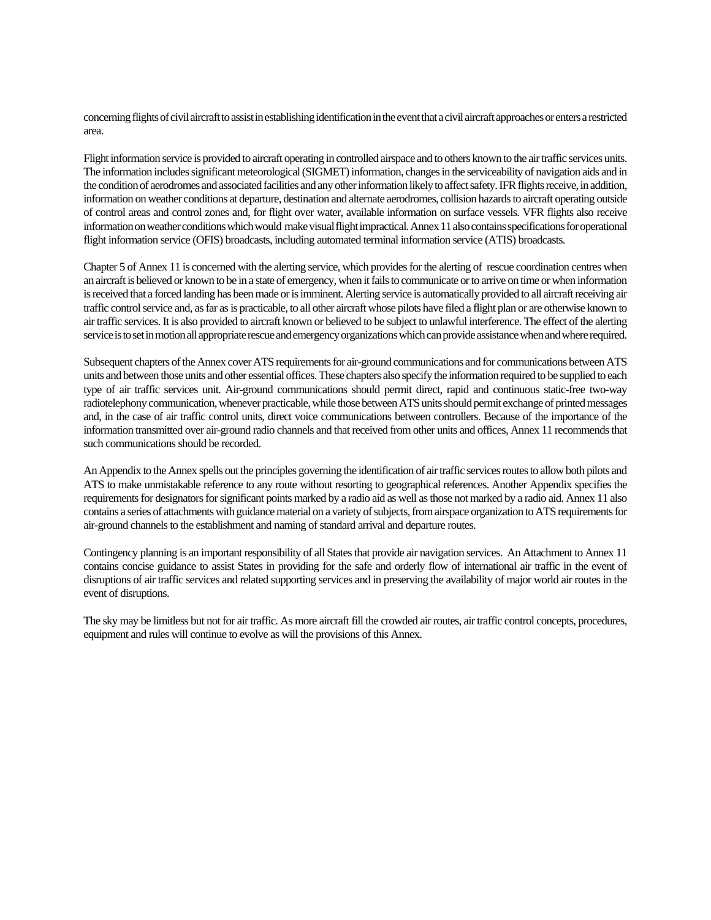concerning flights of civil aircraft to assist in establishing identification in the event that a civil aircraft approaches or enters a restricted area.

Flight information service is provided to aircraft operating in controlled airspace and to others known to the air traffic services units. The information includes significant meteorological (SIGMET) information, changes in the serviceability of navigation aids and in the condition of aerodromes and associated facilities and any other information likely to affect safety. IFR flights receive, in addition, information on weather conditions at departure, destination and alternate aerodromes, collision hazards to aircraft operating outside of control areas and control zones and, for flight over water, available information on surface vessels. VFR flights also receive information on weather conditions which would make visual flight impractical. Annex 11 also contains specifications for operational flight information service (OFIS) broadcasts, including automated terminal information service (ATIS) broadcasts.

Chapter 5 of Annex 11 is concerned with the alerting service, which provides for the alerting of rescue coordination centres when an aircraft is believed or known to be in a state of emergency, when it fails to communicate or to arrive on time or when information is received that a forced landing has been made or is imminent. Alerting service is automatically provided to all aircraft receiving air traffic control service and, as far as is practicable, to all other aircraft whose pilots have filed a flight plan or are otherwise known to air traffic services. It is also provided to aircraft known or believed to be subject to unlawful interference. The effect of the alerting service is to set in motion all appropriate rescue and emergency organizations which can provide assistance when and where required.

Subsequent chapters of the Annex cover ATS requirements for air-ground communications and for communications between ATS units and between those units and other essential offices. These chapters also specify the information required to be supplied to each type of air traffic services unit. Air-ground communications should permit direct, rapid and continuous static-free two-way radiotelephony communication, whenever practicable, while those between ATS units should permit exchange of printed messages and, in the case of air traffic control units, direct voice communications between controllers. Because of the importance of the information transmitted over air-ground radio channels and that received from other units and offices, Annex 11 recommends that such communications should be recorded.

An Appendix to the Annex spells out the principles governing the identification of air traffic services routes to allow both pilots and ATS to make unmistakable reference to any route without resorting to geographical references. Another Appendix specifies the requirements for designators for significant points marked by a radio aid as well as those not marked by a radio aid. Annex 11 also contains a series of attachments with guidance material on a variety of subjects, from airspace organization to ATS requirements for air-ground channels to the establishment and naming of standard arrival and departure routes.

Contingency planning is an important responsibility of all States that provide air navigation services. An Attachment to Annex 11 contains concise guidance to assist States in providing for the safe and orderly flow of international air traffic in the event of disruptions of air traffic services and related supporting services and in preserving the availability of major world air routes in the event of disruptions.

The sky may be limitless but not for air traffic. As more aircraft fill the crowded air routes, air traffic control concepts, procedures, equipment and rules will continue to evolve as will the provisions of this Annex.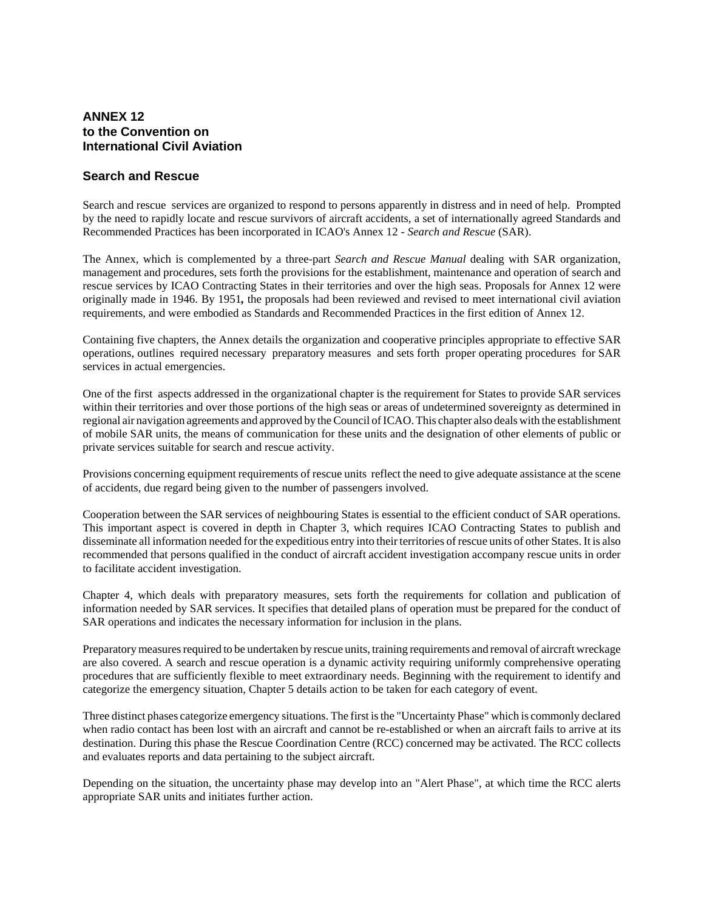## ANNEX 12
## to the Convention on
## International Civil Aviation

### Search and Rescue

Search and rescue services are organized to respond to persons apparently in distress and in need of help. Prompted by the need to rapidly locate and rescue survivors of aircraft accidents, a set of internationally agreed Standards and Recommended Practices has been incorporated in ICAO's Annex 12 - *Search and Rescue* (SAR).

The Annex, which is complemented by a three-part *Search and Rescue Manual* dealing with SAR organization, management and procedures, sets forth the provisions for the establishment, maintenance and operation of search and rescue services by ICAO Contracting States in their territories and over the high seas. Proposals for Annex 12 were originally made in 1946. By 1951**,** the proposals had been reviewed and revised to meet international civil aviation requirements, and were embodied as Standards and Recommended Practices in the first edition of Annex 12.

Containing five chapters, the Annex details the organization and cooperative principles appropriate to effective SAR operations, outlines required necessary preparatory measures and sets forth proper operating procedures for SAR services in actual emergencies.

One of the first aspects addressed in the organizational chapter is the requirement for States to provide SAR services within their territories and over those portions of the high seas or areas of undetermined sovereignty as determined in regional air navigation agreements and approved by the Council of ICAO. This chapter also deals with the establishment of mobile SAR units, the means of communication for these units and the designation of other elements of public or private services suitable for search and rescue activity.

Provisions concerning equipment requirements of rescue units reflect the need to give adequate assistance at the scene of accidents, due regard being given to the number of passengers involved.

Cooperation between the SAR services of neighbouring States is essential to the efficient conduct of SAR operations. This important aspect is covered in depth in Chapter 3, which requires ICAO Contracting States to publish and disseminate all information needed for the expeditious entry into their territories of rescue units of other States. It is also recommended that persons qualified in the conduct of aircraft accident investigation accompany rescue units in order to facilitate accident investigation.

Chapter 4, which deals with preparatory measures, sets forth the requirements for collation and publication of information needed by SAR services. It specifies that detailed plans of operation must be prepared for the conduct of SAR operations and indicates the necessary information for inclusion in the plans.

Preparatory measures required to be undertaken by rescue units, training requirements and removal of aircraft wreckage are also covered. A search and rescue operation is a dynamic activity requiring uniformly comprehensive operating procedures that are sufficiently flexible to meet extraordinary needs. Beginning with the requirement to identify and categorize the emergency situation, Chapter 5 details action to be taken for each category of event.

Three distinct phases categorize emergency situations. The first is the "Uncertainty Phase" which is commonly declared when radio contact has been lost with an aircraft and cannot be re-established or when an aircraft fails to arrive at its destination. During this phase the Rescue Coordination Centre (RCC) concerned may be activated. The RCC collects and evaluates reports and data pertaining to the subject aircraft.

Depending on the situation, the uncertainty phase may develop into an "Alert Phase", at which time the RCC alerts appropriate SAR units and initiates further action.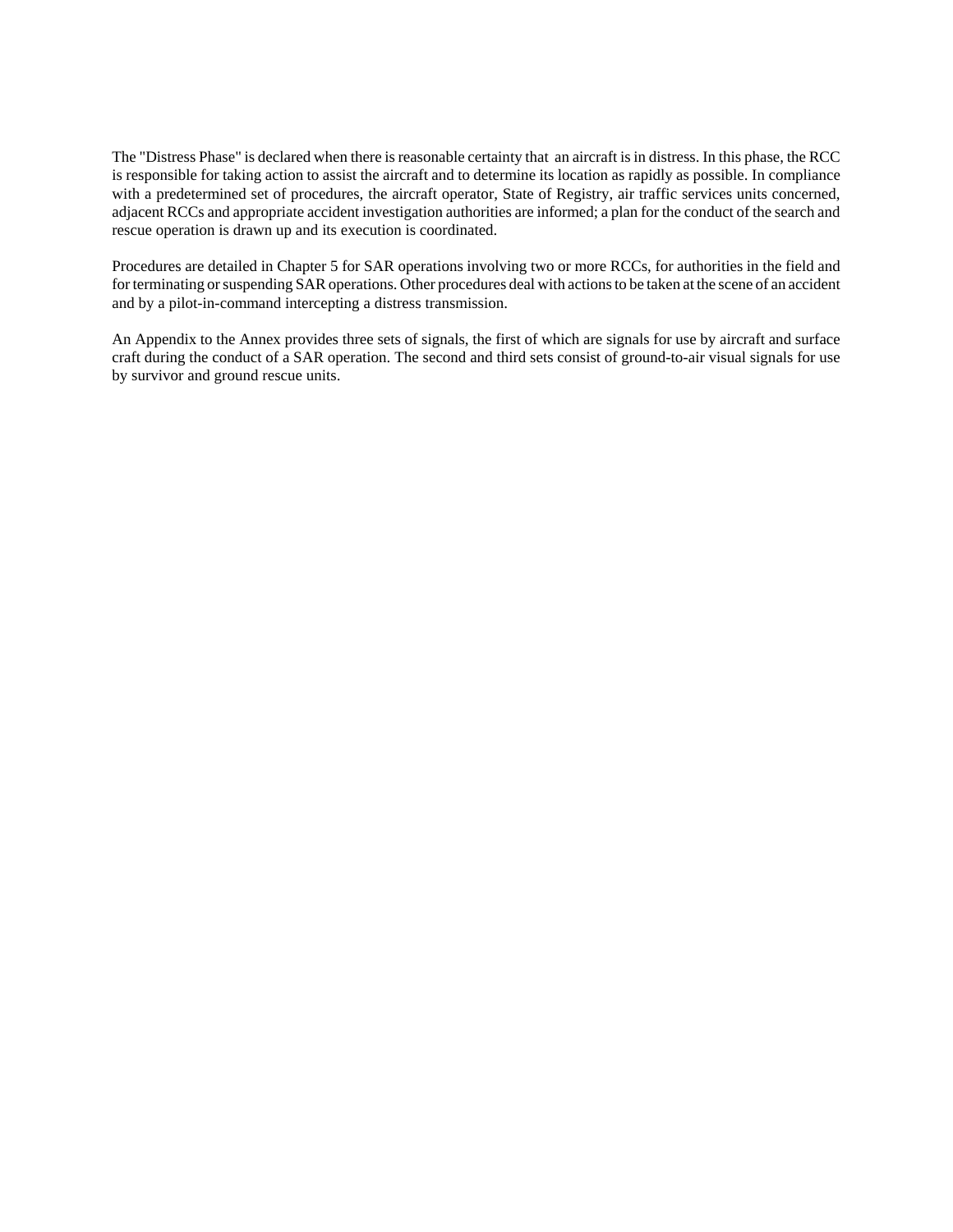The "Distress Phase" is declared when there is reasonable certainty that an aircraft is in distress. In this phase, the RCC is responsible for taking action to assist the aircraft and to determine its location as rapidly as possible. In compliance with a predetermined set of procedures, the aircraft operator, State of Registry, air traffic services units concerned, adjacent RCCs and appropriate accident investigation authorities are informed; a plan for the conduct of the search and rescue operation is drawn up and its execution is coordinated.

Procedures are detailed in Chapter 5 for SAR operations involving two or more RCCs, for authorities in the field and for terminating or suspending SAR operations. Other procedures deal with actions to be taken at the scene of an accident and by a pilot-in-command intercepting a distress transmission.

An Appendix to the Annex provides three sets of signals, the first of which are signals for use by aircraft and surface craft during the conduct of a SAR operation. The second and third sets consist of ground-to-air visual signals for use by survivor and ground rescue units.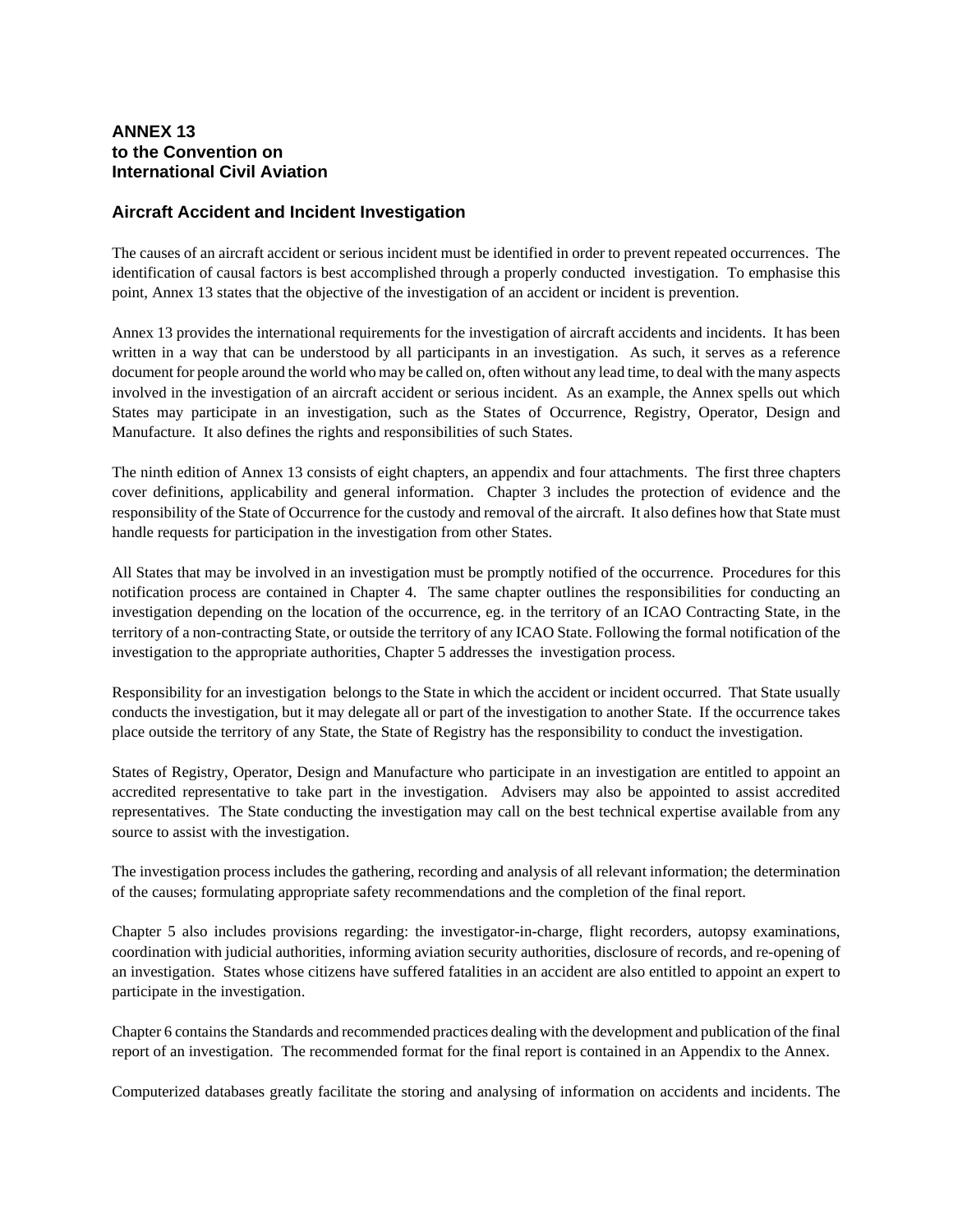**ANNEX 13**
**to the Convention on**
**International Civil Aviation**

## Aircraft Accident and Incident Investigation

The causes of an aircraft accident or serious incident must be identified in order to prevent repeated occurrences. The identification of causal factors is best accomplished through a properly conducted investigation. To emphasise this point, Annex 13 states that the objective of the investigation of an accident or incident is prevention.

Annex 13 provides the international requirements for the investigation of aircraft accidents and incidents. It has been written in a way that can be understood by all participants in an investigation. As such, it serves as a reference document for people around the world who may be called on, often without any lead time, to deal with the many aspects involved in the investigation of an aircraft accident or serious incident. As an example, the Annex spells out which States may participate in an investigation, such as the States of Occurrence, Registry, Operator, Design and Manufacture. It also defines the rights and responsibilities of such States.

The ninth edition of Annex 13 consists of eight chapters, an appendix and four attachments. The first three chapters cover definitions, applicability and general information. Chapter 3 includes the protection of evidence and the responsibility of the State of Occurrence for the custody and removal of the aircraft. It also defines how that State must handle requests for participation in the investigation from other States.

All States that may be involved in an investigation must be promptly notified of the occurrence. Procedures for this notification process are contained in Chapter 4. The same chapter outlines the responsibilities for conducting an investigation depending on the location of the occurrence, eg. in the territory of an ICAO Contracting State, in the territory of a non-contracting State, or outside the territory of any ICAO State. Following the formal notification of the investigation to the appropriate authorities, Chapter 5 addresses the investigation process.

Responsibility for an investigation belongs to the State in which the accident or incident occurred. That State usually conducts the investigation, but it may delegate all or part of the investigation to another State. If the occurrence takes place outside the territory of any State, the State of Registry has the responsibility to conduct the investigation.

States of Registry, Operator, Design and Manufacture who participate in an investigation are entitled to appoint an accredited representative to take part in the investigation. Advisers may also be appointed to assist accredited representatives. The State conducting the investigation may call on the best technical expertise available from any source to assist with the investigation.

The investigation process includes the gathering, recording and analysis of all relevant information; the determination of the causes; formulating appropriate safety recommendations and the completion of the final report.

Chapter 5 also includes provisions regarding: the investigator-in-charge, flight recorders, autopsy examinations, coordination with judicial authorities, informing aviation security authorities, disclosure of records, and re-opening of an investigation. States whose citizens have suffered fatalities in an accident are also entitled to appoint an expert to participate in the investigation.

Chapter 6 contains the Standards and recommended practices dealing with the development and publication of the final report of an investigation. The recommended format for the final report is contained in an Appendix to the Annex.

Computerized databases greatly facilitate the storing and analysing of information on accidents and incidents. The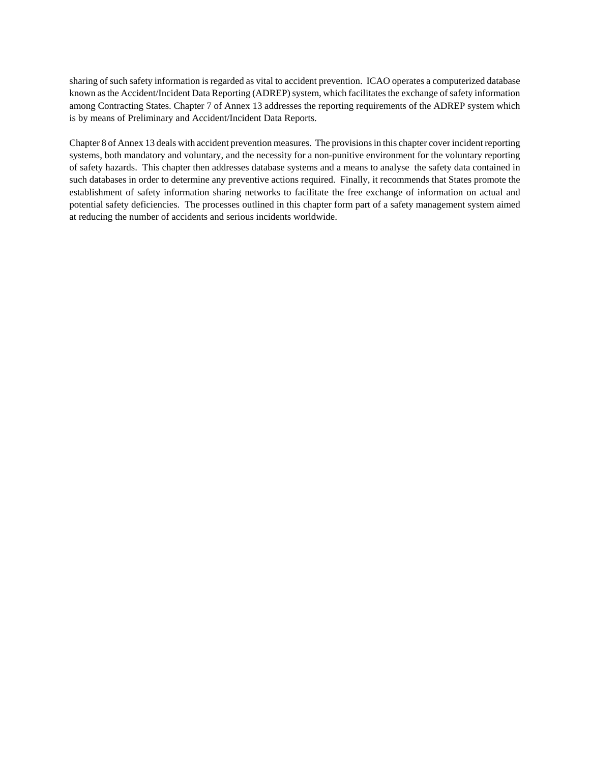sharing of such safety information is regarded as vital to accident prevention. ICAO operates a computerized database known as the Accident/Incident Data Reporting (ADREP) system, which facilitates the exchange of safety information among Contracting States. Chapter 7 of Annex 13 addresses the reporting requirements of the ADREP system which is by means of Preliminary and Accident/Incident Data Reports.

Chapter 8 of Annex 13 deals with accident prevention measures. The provisions in this chapter cover incident reporting systems, both mandatory and voluntary, and the necessity for a non-punitive environment for the voluntary reporting of safety hazards. This chapter then addresses database systems and a means to analyse the safety data contained in such databases in order to determine any preventive actions required. Finally, it recommends that States promote the establishment of safety information sharing networks to facilitate the free exchange of information on actual and potential safety deficiencies. The processes outlined in this chapter form part of a safety management system aimed at reducing the number of accidents and serious incidents worldwide.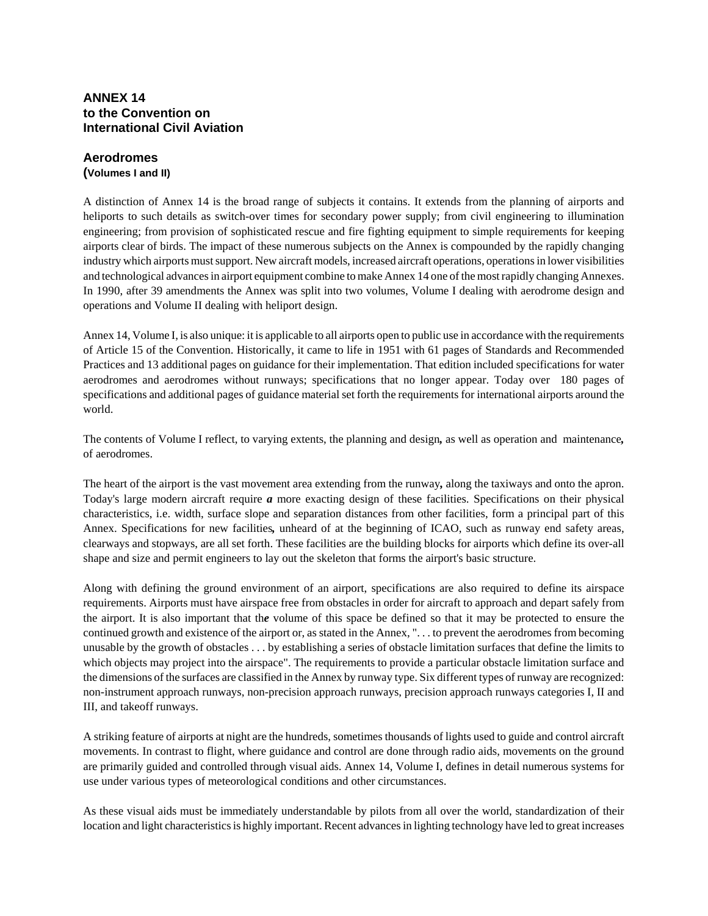**ANNEX 14**
**to the Convention on**
**International Civil Aviation**

**Aerodromes**
**(Volumes I and II)**

A distinction of Annex 14 is the broad range of subjects it contains. It extends from the planning of airports and heliports to such details as switch-over times for secondary power supply; from civil engineering to illumination engineering; from provision of sophisticated rescue and fire fighting equipment to simple requirements for keeping airports clear of birds. The impact of these numerous subjects on the Annex is compounded by the rapidly changing industry which airports must support. New aircraft models, increased aircraft operations, operations in lower visibilities and technological advances in airport equipment combine to make Annex 14 one of the most rapidly changing Annexes. In 1990, after 39 amendments the Annex was split into two volumes, Volume I dealing with aerodrome design and operations and Volume II dealing with heliport design.

Annex 14, Volume I, is also unique: it is applicable to all airports open to public use in accordance with the requirements of Article 15 of the Convention. Historically, it came to life in 1951 with 61 pages of Standards and Recommended Practices and 13 additional pages on guidance for their implementation. That edition included specifications for water aerodromes and aerodromes without runways; specifications that no longer appear. Today over 180 pages of specifications and additional pages of guidance material set forth the requirements for international airports around the world.

The contents of Volume I reflect, to varying extents, the planning and design**,** as well as operation and maintenance**,** of aerodromes.

The heart of the airport is the vast movement area extending from the runway**,** along the taxiways and onto the apron. Today's large modern aircraft require ***a*** more exacting design of these facilities. Specifications on their physical characteristics, i.e. width, surface slope and separation distances from other facilities, form a principal part of this Annex. Specifications for new facilities**,** unheard of at the beginning of ICAO, such as runway end safety areas, clearways and stopways, are all set forth. These facilities are the building blocks for airports which define its over-all shape and size and permit engineers to lay out the skeleton that forms the airport's basic structure.

Along with defining the ground environment of an airport, specifications are also required to define its airspace requirements. Airports must have airspace free from obstacles in order for aircraft to approach and depart safely from the airport. It is also important that th***e*** volume of this space be defined so that it may be protected to ensure the continued growth and existence of the airport or, as stated in the Annex, ". . . to prevent the aerodromes from becoming unusable by the growth of obstacles . . . by establishing a series of obstacle limitation surfaces that define the limits to which objects may project into the airspace". The requirements to provide a particular obstacle limitation surface and the dimensions of the surfaces are classified in the Annex by runway type. Six different types of runway are recognized: non-instrument approach runways, non-precision approach runways, precision approach runways categories I, II and III, and takeoff runways.

A striking feature of airports at night are the hundreds, sometimes thousands of lights used to guide and control aircraft movements. In contrast to flight, where guidance and control are done through radio aids, movements on the ground are primarily guided and controlled through visual aids. Annex 14, Volume I, defines in detail numerous systems for use under various types of meteorological conditions and other circumstances.

As these visual aids must be immediately understandable by pilots from all over the world, standardization of their location and light characteristics is highly important. Recent advances in lighting technology have led to great increases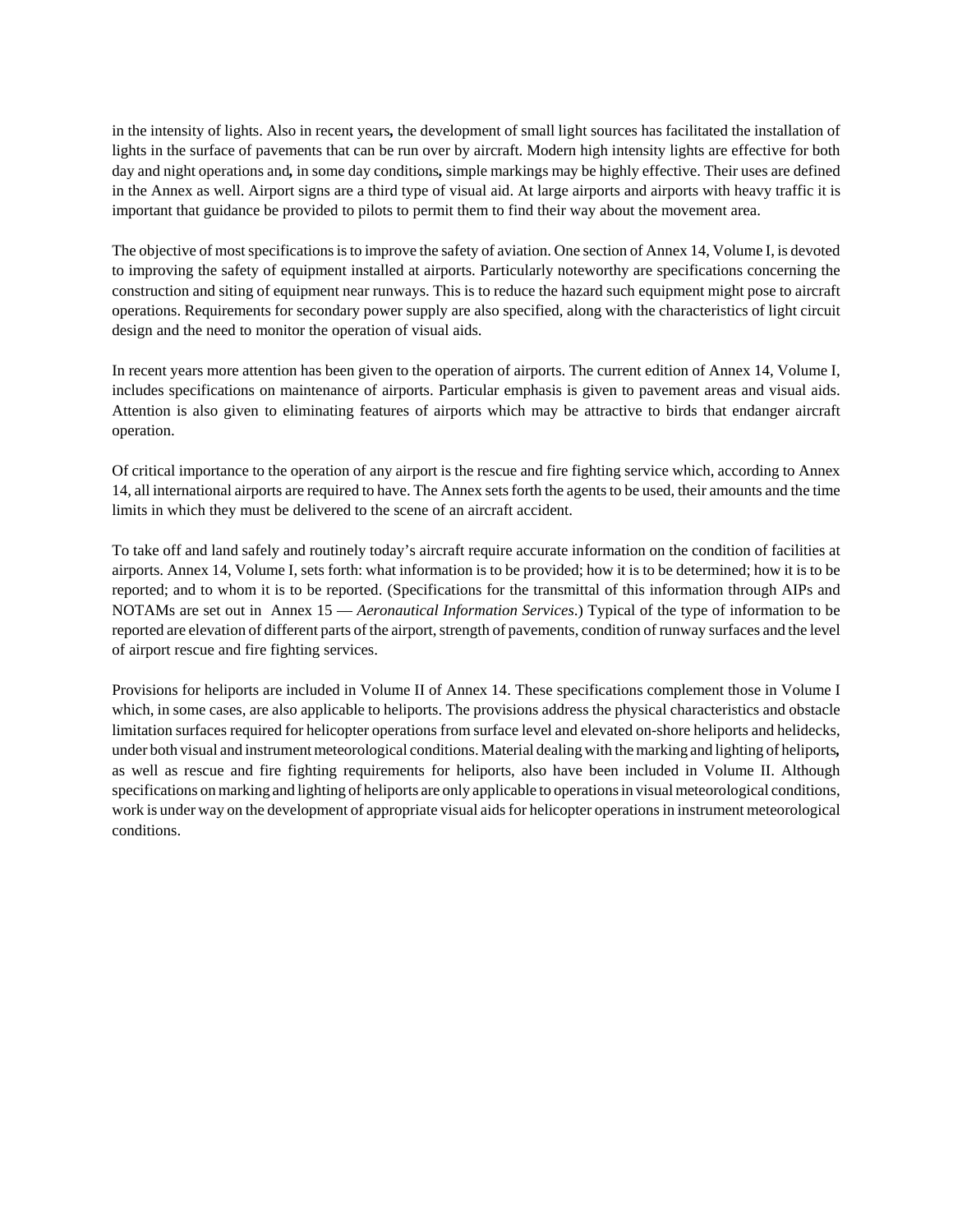in the intensity of lights. Also in recent years, the development of small light sources has facilitated the installation of lights in the surface of pavements that can be run over by aircraft. Modern high intensity lights are effective for both day and night operations and, in some day conditions, simple markings may be highly effective. Their uses are defined in the Annex as well. Airport signs are a third type of visual aid. At large airports and airports with heavy traffic it is important that guidance be provided to pilots to permit them to find their way about the movement area.

The objective of most specifications is to improve the safety of aviation. One section of Annex 14, Volume I, is devoted to improving the safety of equipment installed at airports. Particularly noteworthy are specifications concerning the construction and siting of equipment near runways. This is to reduce the hazard such equipment might pose to aircraft operations. Requirements for secondary power supply are also specified, along with the characteristics of light circuit design and the need to monitor the operation of visual aids.

In recent years more attention has been given to the operation of airports. The current edition of Annex 14, Volume I, includes specifications on maintenance of airports. Particular emphasis is given to pavement areas and visual aids. Attention is also given to eliminating features of airports which may be attractive to birds that endanger aircraft operation.

Of critical importance to the operation of any airport is the rescue and fire fighting service which, according to Annex 14, all international airports are required to have. The Annex sets forth the agents to be used, their amounts and the time limits in which they must be delivered to the scene of an aircraft accident.

To take off and land safely and routinely today's aircraft require accurate information on the condition of facilities at airports. Annex 14, Volume I, sets forth: what information is to be provided; how it is to be determined; how it is to be reported; and to whom it is to be reported. (Specifications for the transmittal of this information through AIPs and NOTAMs are set out in Annex 15 — *Aeronautical Information Services*.) Typical of the type of information to be reported are elevation of different parts of the airport, strength of pavements, condition of runway surfaces and the level of airport rescue and fire fighting services.

Provisions for heliports are included in Volume II of Annex 14. These specifications complement those in Volume I which, in some cases, are also applicable to heliports. The provisions address the physical characteristics and obstacle limitation surfaces required for helicopter operations from surface level and elevated on-shore heliports and helidecks, under both visual and instrument meteorological conditions. Material dealing with the marking and lighting of heliports, as well as rescue and fire fighting requirements for heliports, also have been included in Volume II. Although specifications on marking and lighting of heliports are only applicable to operations in visual meteorological conditions, work is under way on the development of appropriate visual aids for helicopter operations in instrument meteorological conditions.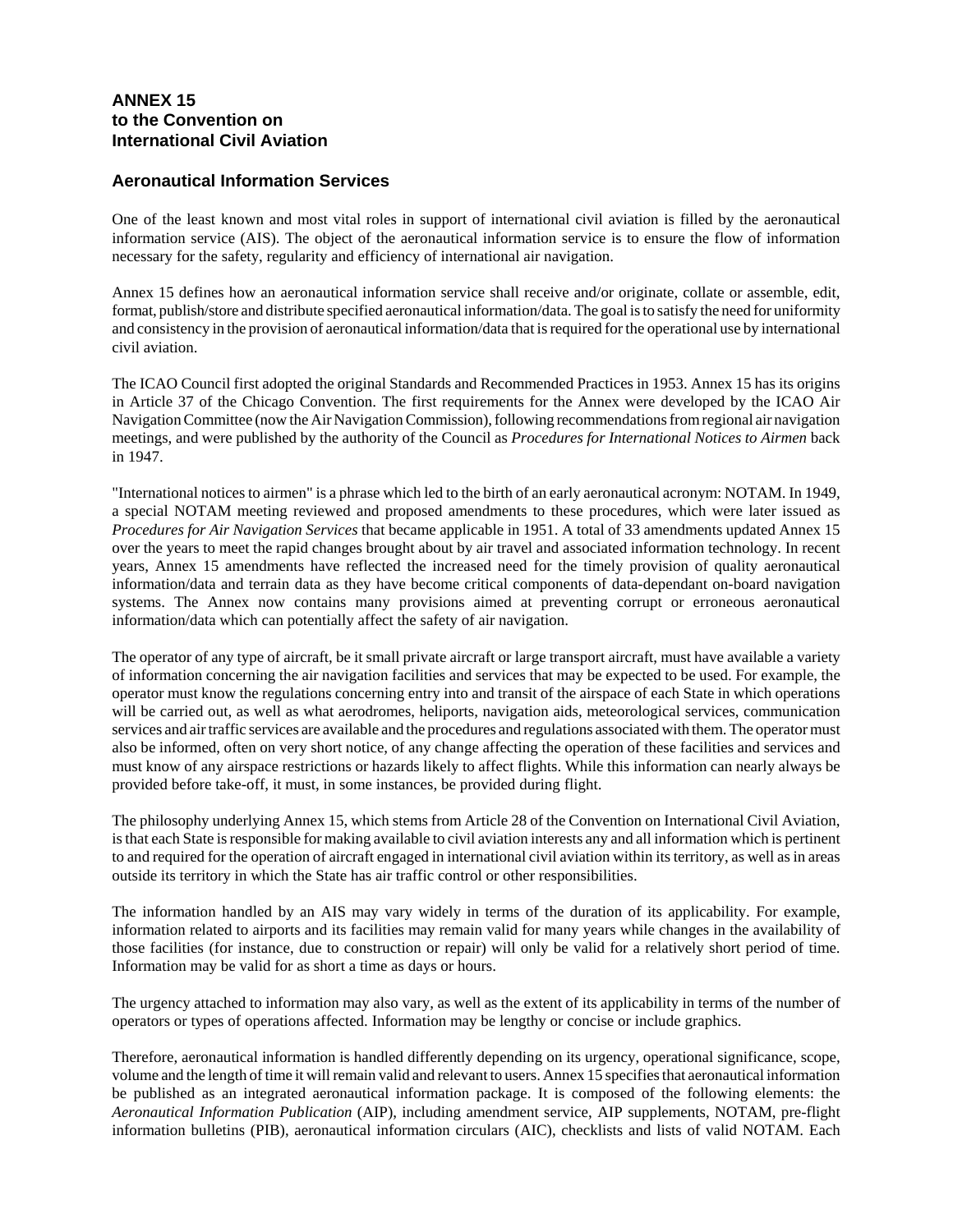### ANNEX 15
### to the Convention on
### International Civil Aviation

### Aeronautical Information Services

One of the least known and most vital roles in support of international civil aviation is filled by the aeronautical information service (AIS). The object of the aeronautical information service is to ensure the flow of information necessary for the safety, regularity and efficiency of international air navigation.

Annex 15 defines how an aeronautical information service shall receive and/or originate, collate or assemble, edit, format, publish/store and distribute specified aeronautical information/data. The goal is to satisfy the need for uniformity and consistency in the provision of aeronautical information/data that is required for the operational use by international civil aviation.

The ICAO Council first adopted the original Standards and Recommended Practices in 1953. Annex 15 has its origins in Article 37 of the Chicago Convention. The first requirements for the Annex were developed by the ICAO Air Navigation Committee (now the Air Navigation Commission), following recommendations from regional air navigation meetings, and were published by the authority of the Council as *Procedures for International Notices to Airmen* back in 1947.

"International notices to airmen" is a phrase which led to the birth of an early aeronautical acronym: NOTAM. In 1949, a special NOTAM meeting reviewed and proposed amendments to these procedures, which were later issued as *Procedures for Air Navigation Services* that became applicable in 1951. A total of 33 amendments updated Annex 15 over the years to meet the rapid changes brought about by air travel and associated information technology. In recent years, Annex 15 amendments have reflected the increased need for the timely provision of quality aeronautical information/data and terrain data as they have become critical components of data-dependant on-board navigation systems. The Annex now contains many provisions aimed at preventing corrupt or erroneous aeronautical information/data which can potentially affect the safety of air navigation.

The operator of any type of aircraft, be it small private aircraft or large transport aircraft, must have available a variety of information concerning the air navigation facilities and services that may be expected to be used. For example, the operator must know the regulations concerning entry into and transit of the airspace of each State in which operations will be carried out, as well as what aerodromes, heliports, navigation aids, meteorological services, communication services and air traffic services are available and the procedures and regulations associated with them. The operator must also be informed, often on very short notice, of any change affecting the operation of these facilities and services and must know of any airspace restrictions or hazards likely to affect flights. While this information can nearly always be provided before take-off, it must, in some instances, be provided during flight.

The philosophy underlying Annex 15, which stems from Article 28 of the Convention on International Civil Aviation, is that each State is responsible for making available to civil aviation interests any and all information which is pertinent to and required for the operation of aircraft engaged in international civil aviation within its territory, as well as in areas outside its territory in which the State has air traffic control or other responsibilities.

The information handled by an AIS may vary widely in terms of the duration of its applicability. For example, information related to airports and its facilities may remain valid for many years while changes in the availability of those facilities (for instance, due to construction or repair) will only be valid for a relatively short period of time. Information may be valid for as short a time as days or hours.

The urgency attached to information may also vary, as well as the extent of its applicability in terms of the number of operators or types of operations affected. Information may be lengthy or concise or include graphics.

Therefore, aeronautical information is handled differently depending on its urgency, operational significance, scope, volume and the length of time it will remain valid and relevant to users. Annex 15 specifies that aeronautical information be published as an integrated aeronautical information package. It is composed of the following elements: the *Aeronautical Information Publication* (AIP), including amendment service, AIP supplements, NOTAM, pre-flight information bulletins (PIB), aeronautical information circulars (AIC), checklists and lists of valid NOTAM. Each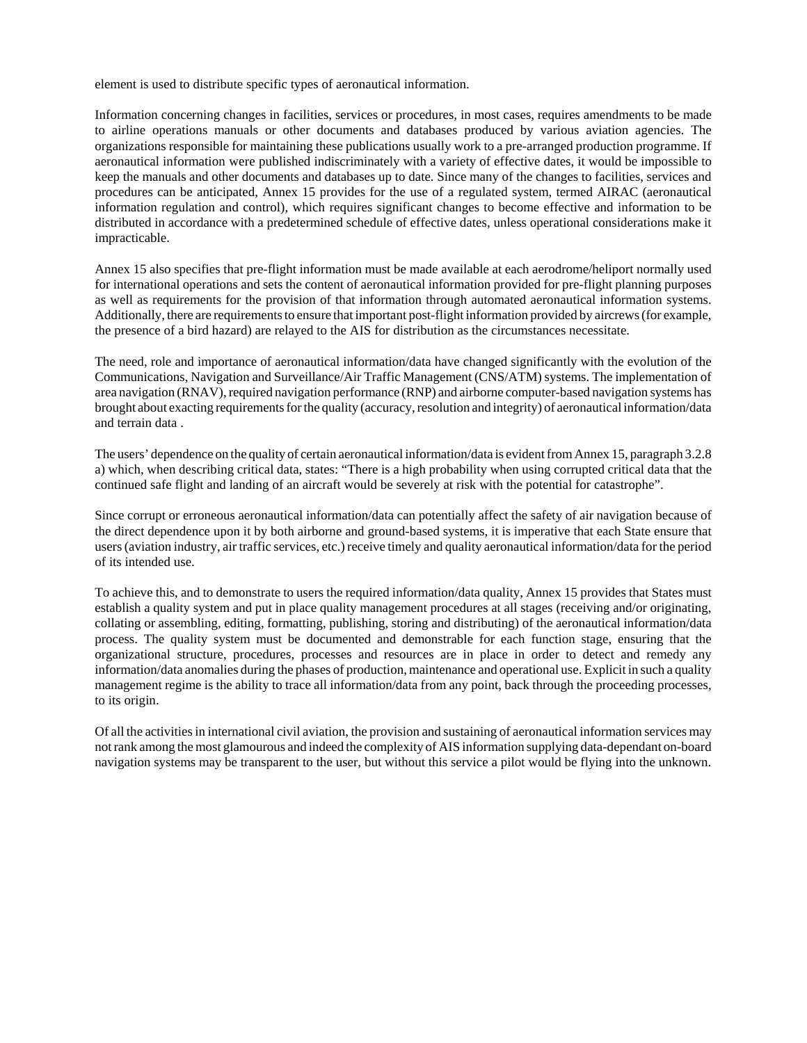element is used to distribute specific types of aeronautical information.

Information concerning changes in facilities, services or procedures, in most cases, requires amendments to be made to airline operations manuals or other documents and databases produced by various aviation agencies. The organizations responsible for maintaining these publications usually work to a pre-arranged production programme. If aeronautical information were published indiscriminately with a variety of effective dates, it would be impossible to keep the manuals and other documents and databases up to date. Since many of the changes to facilities, services and procedures can be anticipated, Annex 15 provides for the use of a regulated system, termed AIRAC (aeronautical information regulation and control), which requires significant changes to become effective and information to be distributed in accordance with a predetermined schedule of effective dates, unless operational considerations make it impracticable.

Annex 15 also specifies that pre-flight information must be made available at each aerodrome/heliport normally used for international operations and sets the content of aeronautical information provided for pre-flight planning purposes as well as requirements for the provision of that information through automated aeronautical information systems. Additionally, there are requirements to ensure that important post-flight information provided by aircrews (for example, the presence of a bird hazard) are relayed to the AIS for distribution as the circumstances necessitate.

The need, role and importance of aeronautical information/data have changed significantly with the evolution of the Communications, Navigation and Surveillance/Air Traffic Management (CNS/ATM) systems. The implementation of area navigation (RNAV), required navigation performance (RNP) and airborne computer-based navigation systems has brought about exacting requirements for the quality (accuracy, resolution and integrity) of aeronautical information/data and terrain data .

The users' dependence on the quality of certain aeronautical information/data is evident from Annex 15, paragraph 3.2.8 a) which, when describing critical data, states: "There is a high probability when using corrupted critical data that the continued safe flight and landing of an aircraft would be severely at risk with the potential for catastrophe".

Since corrupt or erroneous aeronautical information/data can potentially affect the safety of air navigation because of the direct dependence upon it by both airborne and ground-based systems, it is imperative that each State ensure that users (aviation industry, air traffic services, etc.) receive timely and quality aeronautical information/data for the period of its intended use.

To achieve this, and to demonstrate to users the required information/data quality, Annex 15 provides that States must establish a quality system and put in place quality management procedures at all stages (receiving and/or originating, collating or assembling, editing, formatting, publishing, storing and distributing) of the aeronautical information/data process. The quality system must be documented and demonstrable for each function stage, ensuring that the organizational structure, procedures, processes and resources are in place in order to detect and remedy any information/data anomalies during the phases of production, maintenance and operational use. Explicit in such a quality management regime is the ability to trace all information/data from any point, back through the proceeding processes, to its origin.

Of all the activities in international civil aviation, the provision and sustaining of aeronautical information services may not rank among the most glamourous and indeed the complexity of AIS information supplying data-dependant on-board navigation systems may be transparent to the user, but without this service a pilot would be flying into the unknown.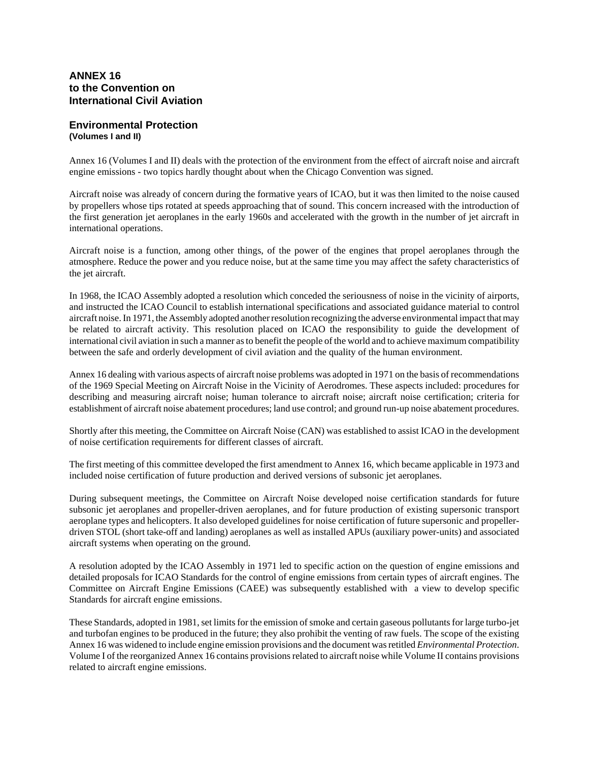## ANNEX 16
## to the Convention on
## International Civil Aviation

### Environmental Protection
**(Volumes I and II)**

Annex 16 (Volumes I and II) deals with the protection of the environment from the effect of aircraft noise and aircraft engine emissions - two topics hardly thought about when the Chicago Convention was signed.

Aircraft noise was already of concern during the formative years of ICAO, but it was then limited to the noise caused by propellers whose tips rotated at speeds approaching that of sound. This concern increased with the introduction of the first generation jet aeroplanes in the early 1960s and accelerated with the growth in the number of jet aircraft in international operations.

Aircraft noise is a function, among other things, of the power of the engines that propel aeroplanes through the atmosphere. Reduce the power and you reduce noise, but at the same time you may affect the safety characteristics of the jet aircraft.

In 1968, the ICAO Assembly adopted a resolution which conceded the seriousness of noise in the vicinity of airports, and instructed the ICAO Council to establish international specifications and associated guidance material to control aircraft noise. In 1971, the Assembly adopted another resolution recognizing the adverse environmental impact that may be related to aircraft activity. This resolution placed on ICAO the responsibility to guide the development of international civil aviation in such a manner as to benefit the people of the world and to achieve maximum compatibility between the safe and orderly development of civil aviation and the quality of the human environment.

Annex 16 dealing with various aspects of aircraft noise problems was adopted in 1971 on the basis of recommendations of the 1969 Special Meeting on Aircraft Noise in the Vicinity of Aerodromes. These aspects included: procedures for describing and measuring aircraft noise; human tolerance to aircraft noise; aircraft noise certification; criteria for establishment of aircraft noise abatement procedures; land use control; and ground run-up noise abatement procedures.

Shortly after this meeting, the Committee on Aircraft Noise (CAN) was established to assist ICAO in the development of noise certification requirements for different classes of aircraft.

The first meeting of this committee developed the first amendment to Annex 16, which became applicable in 1973 and included noise certification of future production and derived versions of subsonic jet aeroplanes.

During subsequent meetings, the Committee on Aircraft Noise developed noise certification standards for future subsonic jet aeroplanes and propeller-driven aeroplanes, and for future production of existing supersonic transport aeroplane types and helicopters. It also developed guidelines for noise certification of future supersonic and propeller-driven STOL (short take-off and landing) aeroplanes as well as installed APUs (auxiliary power-units) and associated aircraft systems when operating on the ground.

A resolution adopted by the ICAO Assembly in 1971 led to specific action on the question of engine emissions and detailed proposals for ICAO Standards for the control of engine emissions from certain types of aircraft engines. The Committee on Aircraft Engine Emissions (CAEE) was subsequently established with a view to develop specific Standards for aircraft engine emissions.

These Standards, adopted in 1981, set limits for the emission of smoke and certain gaseous pollutants for large turbo-jet and turbofan engines to be produced in the future; they also prohibit the venting of raw fuels. The scope of the existing Annex 16 was widened to include engine emission provisions and the document was retitled *Environmental Protection*. Volume I of the reorganized Annex 16 contains provisions related to aircraft noise while Volume II contains provisions related to aircraft engine emissions.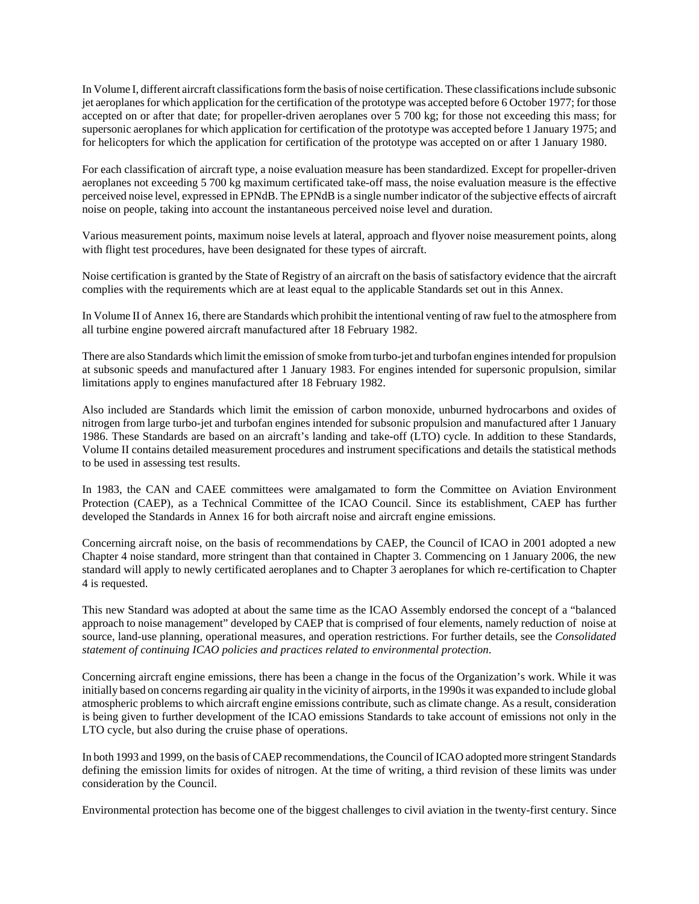In Volume I, different aircraft classifications form the basis of noise certification. These classifications include subsonic jet aeroplanes for which application for the certification of the prototype was accepted before 6 October 1977; for those accepted on or after that date; for propeller-driven aeroplanes over 5 700 kg; for those not exceeding this mass; for supersonic aeroplanes for which application for certification of the prototype was accepted before 1 January 1975; and for helicopters for which the application for certification of the prototype was accepted on or after 1 January 1980.

For each classification of aircraft type, a noise evaluation measure has been standardized. Except for propeller-driven aeroplanes not exceeding 5 700 kg maximum certificated take-off mass, the noise evaluation measure is the effective perceived noise level, expressed in EPNdB. The EPNdB is a single number indicator of the subjective effects of aircraft noise on people, taking into account the instantaneous perceived noise level and duration.

Various measurement points, maximum noise levels at lateral, approach and flyover noise measurement points, along with flight test procedures, have been designated for these types of aircraft.

Noise certification is granted by the State of Registry of an aircraft on the basis of satisfactory evidence that the aircraft complies with the requirements which are at least equal to the applicable Standards set out in this Annex.

In Volume II of Annex 16, there are Standards which prohibit the intentional venting of raw fuel to the atmosphere from all turbine engine powered aircraft manufactured after 18 February 1982.

There are also Standards which limit the emission of smoke from turbo-jet and turbofan engines intended for propulsion at subsonic speeds and manufactured after 1 January 1983. For engines intended for supersonic propulsion, similar limitations apply to engines manufactured after 18 February 1982.

Also included are Standards which limit the emission of carbon monoxide, unburned hydrocarbons and oxides of nitrogen from large turbo-jet and turbofan engines intended for subsonic propulsion and manufactured after 1 January 1986. These Standards are based on an aircraft's landing and take-off (LTO) cycle. In addition to these Standards, Volume II contains detailed measurement procedures and instrument specifications and details the statistical methods to be used in assessing test results.

In 1983, the CAN and CAEE committees were amalgamated to form the Committee on Aviation Environment Protection (CAEP), as a Technical Committee of the ICAO Council. Since its establishment, CAEP has further developed the Standards in Annex 16 for both aircraft noise and aircraft engine emissions.

Concerning aircraft noise, on the basis of recommendations by CAEP, the Council of ICAO in 2001 adopted a new Chapter 4 noise standard, more stringent than that contained in Chapter 3. Commencing on 1 January 2006, the new standard will apply to newly certificated aeroplanes and to Chapter 3 aeroplanes for which re-certification to Chapter 4 is requested.

This new Standard was adopted at about the same time as the ICAO Assembly endorsed the concept of a "balanced approach to noise management" developed by CAEP that is comprised of four elements, namely reduction of noise at source, land-use planning, operational measures, and operation restrictions. For further details, see the *Consolidated statement of continuing ICAO policies and practices related to environmental protection*.

Concerning aircraft engine emissions, there has been a change in the focus of the Organization's work. While it was initially based on concerns regarding air quality in the vicinity of airports, in the 1990s it was expanded to include global atmospheric problems to which aircraft engine emissions contribute, such as climate change. As a result, consideration is being given to further development of the ICAO emissions Standards to take account of emissions not only in the LTO cycle, but also during the cruise phase of operations.

In both 1993 and 1999, on the basis of CAEP recommendations, the Council of ICAO adopted more stringent Standards defining the emission limits for oxides of nitrogen. At the time of writing, a third revision of these limits was under consideration by the Council.

Environmental protection has become one of the biggest challenges to civil aviation in the twenty-first century. Since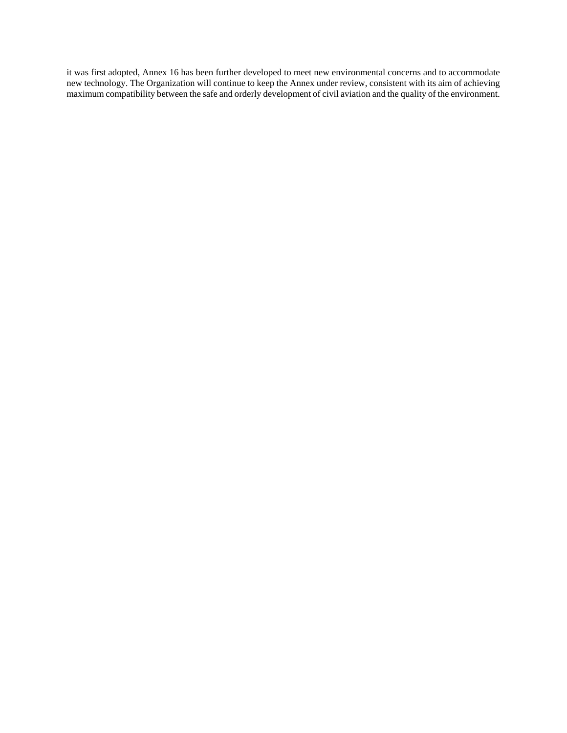it was first adopted, Annex 16 has been further developed to meet new environmental concerns and to accommodate new technology. The Organization will continue to keep the Annex under review, consistent with its aim of achieving maximum compatibility between the safe and orderly development of civil aviation and the quality of the environment.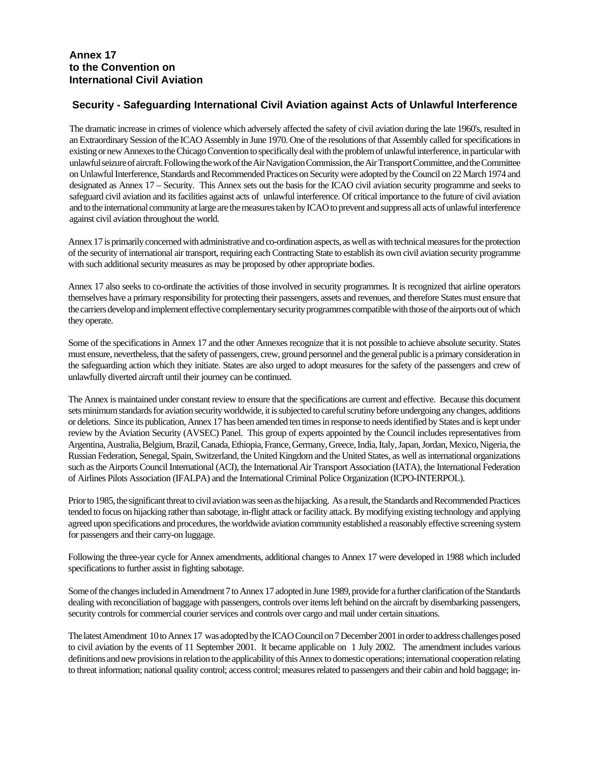## Annex 17
## to the Convention on
## International Civil Aviation

### Security - Safeguarding International Civil Aviation against Acts of Unlawful Interference

The dramatic increase in crimes of violence which adversely affected the safety of civil aviation during the late 1960's, resulted in an Extraordinary Session of the ICAO Assembly in June 1970. One of the resolutions of that Assembly called for specifications in existing or new Annexes to the Chicago Convention to specifically deal with the problem of unlawful interference, in particular with unlawful seizure of aircraft. Following the work of the Air Navigation Commission, the Air Transport Committee, and the Committee on Unlawful Interference, Standards and Recommended Practices on Security were adopted by the Council on 22 March 1974 and designated as Annex 17 – Security. This Annex sets out the basis for the ICAO civil aviation security programme and seeks to safeguard civil aviation and its facilities against acts of unlawful interference. Of critical importance to the future of civil aviation and to the international community at large are the measures taken by ICAO to prevent and suppress all acts of unlawful interference against civil aviation throughout the world.

Annex 17 is primarily concerned with administrative and co-ordination aspects, as well as with technical measures for the protection of the security of international air transport, requiring each Contracting State to establish its own civil aviation security programme with such additional security measures as may be proposed by other appropriate bodies.

Annex 17 also seeks to co-ordinate the activities of those involved in security programmes. It is recognized that airline operators themselves have a primary responsibility for protecting their passengers, assets and revenues, and therefore States must ensure that the carriers develop and implement effective complementary security programmes compatible with those of the airports out of which they operate.

Some of the specifications in Annex 17 and the other Annexes recognize that it is not possible to achieve absolute security. States must ensure, nevertheless, that the safety of passengers, crew, ground personnel and the general public is a primary consideration in the safeguarding action which they initiate. States are also urged to adopt measures for the safety of the passengers and crew of unlawfully diverted aircraft until their journey can be continued.

The Annex is maintained under constant review to ensure that the specifications are current and effective. Because this document sets minimum standards for aviation security worldwide, it is subjected to careful scrutiny before undergoing any changes, additions or deletions. Since its publication, Annex 17 has been amended ten times in response to needs identified by States and is kept under review by the Aviation Security (AVSEC) Panel. This group of experts appointed by the Council includes representatives from Argentina, Australia, Belgium, Brazil, Canada, Ethiopia, France, Germany, Greece, India, Italy, Japan, Jordan, Mexico, Nigeria, the Russian Federation, Senegal, Spain, Switzerland, the United Kingdom and the United States, as well as international organizations such as the Airports Council International (ACI), the International Air Transport Association (IATA), the International Federation of Airlines Pilots Association (IFALPA) and the International Criminal Police Organization (ICPO-INTERPOL).

Prior to 1985, the significant threat to civil aviation was seen as the hijacking. As a result, the Standards and Recommended Practices tended to focus on hijacking rather than sabotage, in-flight attack or facility attack. By modifying existing technology and applying agreed upon specifications and procedures, the worldwide aviation community established a reasonably effective screening system for passengers and their carry-on luggage.

Following the three-year cycle for Annex amendments, additional changes to Annex 17 were developed in 1988 which included specifications to further assist in fighting sabotage.

Some of the changes included in Amendment 7 to Annex 17 adopted in June 1989, provide for a further clarification of the Standards dealing with reconciliation of baggage with passengers, controls over items left behind on the aircraft by disembarking passengers, security controls for commercial courier services and controls over cargo and mail under certain situations.

The latest Amendment 10 to Annex 17 was adopted by the ICAO Council on 7 December 2001 in order to address challenges posed to civil aviation by the events of 11 September 2001. It became applicable on 1 July 2002. The amendment includes various definitions and new provisions in relation to the applicability of this Annex to domestic operations; international cooperation relating to threat information; national quality control; access control; measures related to passengers and their cabin and hold baggage; in-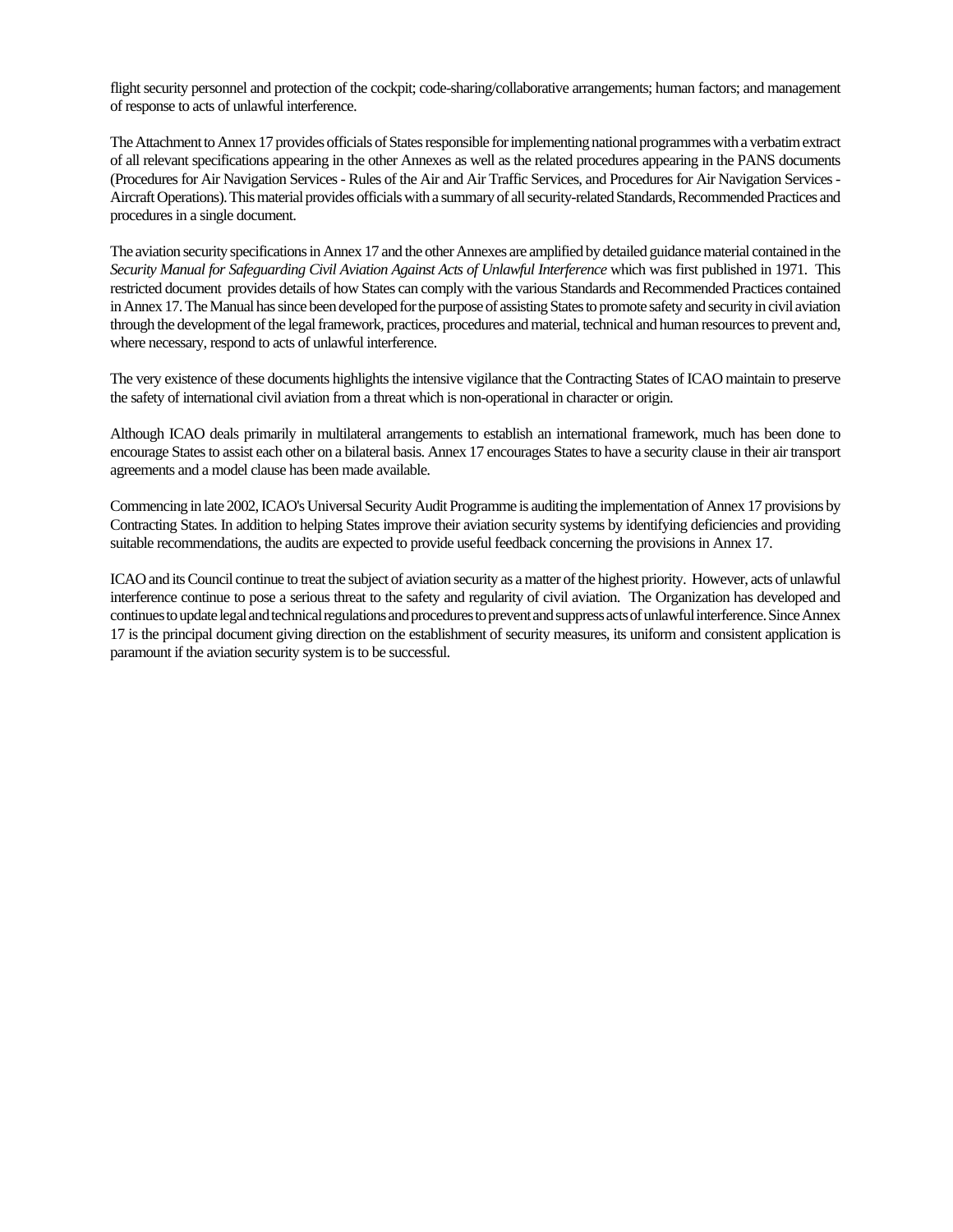flight security personnel and protection of the cockpit; code-sharing/collaborative arrangements; human factors; and management of response to acts of unlawful interference.

The Attachment to Annex 17 provides officials of States responsible for implementing national programmes with a verbatim extract of all relevant specifications appearing in the other Annexes as well as the related procedures appearing in the PANS documents (Procedures for Air Navigation Services - Rules of the Air and Air Traffic Services, and Procedures for Air Navigation Services - Aircraft Operations). This material provides officials with a summary of all security-related Standards, Recommended Practices and procedures in a single document.

The aviation security specifications in Annex 17 and the other Annexes are amplified by detailed guidance material contained in the *Security Manual for Safeguarding Civil Aviation Against Acts of Unlawful Interference* which was first published in 1971. This restricted document provides details of how States can comply with the various Standards and Recommended Practices contained in Annex 17. The Manual has since been developed for the purpose of assisting States to promote safety and security in civil aviation through the development of the legal framework, practices, procedures and material, technical and human resources to prevent and, where necessary, respond to acts of unlawful interference.

The very existence of these documents highlights the intensive vigilance that the Contracting States of ICAO maintain to preserve the safety of international civil aviation from a threat which is non-operational in character or origin.

Although ICAO deals primarily in multilateral arrangements to establish an international framework, much has been done to encourage States to assist each other on a bilateral basis. Annex 17 encourages States to have a security clause in their air transport agreements and a model clause has been made available.

Commencing in late 2002, ICAO's Universal Security Audit Programme is auditing the implementation of Annex 17 provisions by Contracting States. In addition to helping States improve their aviation security systems by identifying deficiencies and providing suitable recommendations, the audits are expected to provide useful feedback concerning the provisions in Annex 17.

ICAO and its Council continue to treat the subject of aviation security as a matter of the highest priority. However, acts of unlawful interference continue to pose a serious threat to the safety and regularity of civil aviation. The Organization has developed and continues to update legal and technical regulations and procedures to prevent and suppress acts of unlawful interference. Since Annex 17 is the principal document giving direction on the establishment of security measures, its uniform and consistent application is paramount if the aviation security system is to be successful.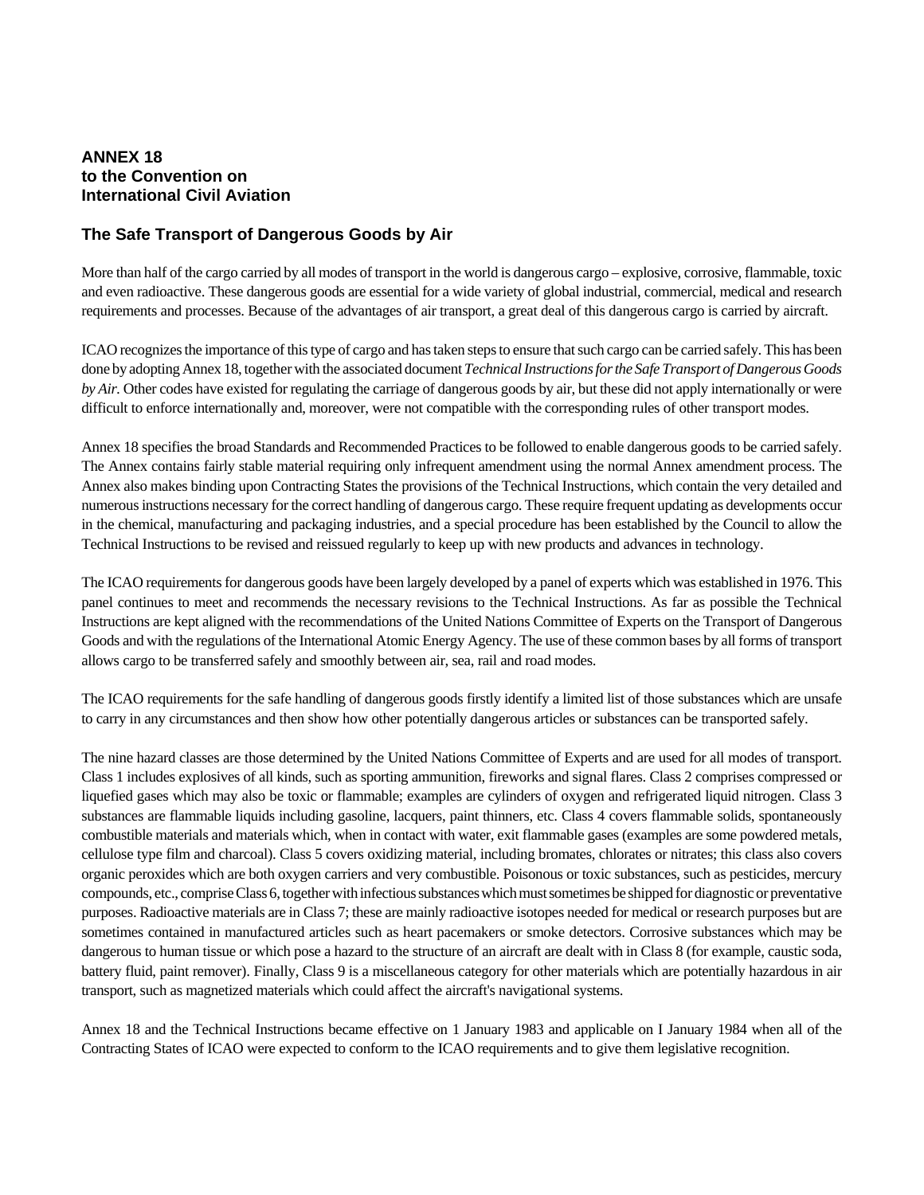**ANNEX 18**
**to the Convention on**
**International Civil Aviation**

## The Safe Transport of Dangerous Goods by Air

More than half of the cargo carried by all modes of transport in the world is dangerous cargo – explosive, corrosive, flammable, toxic and even radioactive. These dangerous goods are essential for a wide variety of global industrial, commercial, medical and research requirements and processes. Because of the advantages of air transport, a great deal of this dangerous cargo is carried by aircraft.

ICAO recognizes the importance of this type of cargo and has taken steps to ensure that such cargo can be carried safely. This has been done by adopting Annex 18, together with the associated document *Technical Instructions for the Safe Transport of Dangerous Goods by Air*. Other codes have existed for regulating the carriage of dangerous goods by air, but these did not apply internationally or were difficult to enforce internationally and, moreover, were not compatible with the corresponding rules of other transport modes.

Annex 18 specifies the broad Standards and Recommended Practices to be followed to enable dangerous goods to be carried safely. The Annex contains fairly stable material requiring only infrequent amendment using the normal Annex amendment process. The Annex also makes binding upon Contracting States the provisions of the Technical Instructions, which contain the very detailed and numerous instructions necessary for the correct handling of dangerous cargo. These require frequent updating as developments occur in the chemical, manufacturing and packaging industries, and a special procedure has been established by the Council to allow the Technical Instructions to be revised and reissued regularly to keep up with new products and advances in technology.

The ICAO requirements for dangerous goods have been largely developed by a panel of experts which was established in 1976. This panel continues to meet and recommends the necessary revisions to the Technical Instructions. As far as possible the Technical Instructions are kept aligned with the recommendations of the United Nations Committee of Experts on the Transport of Dangerous Goods and with the regulations of the International Atomic Energy Agency. The use of these common bases by all forms of transport allows cargo to be transferred safely and smoothly between air, sea, rail and road modes.

The ICAO requirements for the safe handling of dangerous goods firstly identify a limited list of those substances which are unsafe to carry in any circumstances and then show how other potentially dangerous articles or substances can be transported safely.

The nine hazard classes are those determined by the United Nations Committee of Experts and are used for all modes of transport. Class 1 includes explosives of all kinds, such as sporting ammunition, fireworks and signal flares. Class 2 comprises compressed or liquefied gases which may also be toxic or flammable; examples are cylinders of oxygen and refrigerated liquid nitrogen. Class 3 substances are flammable liquids including gasoline, lacquers, paint thinners, etc. Class 4 covers flammable solids, spontaneously combustible materials and materials which, when in contact with water, exit flammable gases (examples are some powdered metals, cellulose type film and charcoal). Class 5 covers oxidizing material, including bromates, chlorates or nitrates; this class also covers organic peroxides which are both oxygen carriers and very combustible. Poisonous or toxic substances, such as pesticides, mercury compounds, etc., comprise Class 6, together with infectious substances which must sometimes be shipped for diagnostic or preventative purposes. Radioactive materials are in Class 7; these are mainly radioactive isotopes needed for medical or research purposes but are sometimes contained in manufactured articles such as heart pacemakers or smoke detectors. Corrosive substances which may be dangerous to human tissue or which pose a hazard to the structure of an aircraft are dealt with in Class 8 (for example, caustic soda, battery fluid, paint remover). Finally, Class 9 is a miscellaneous category for other materials which are potentially hazardous in air transport, such as magnetized materials which could affect the aircraft's navigational systems.

Annex 18 and the Technical Instructions became effective on 1 January 1983 and applicable on I January 1984 when all of the Contracting States of ICAO were expected to conform to the ICAO requirements and to give them legislative recognition.